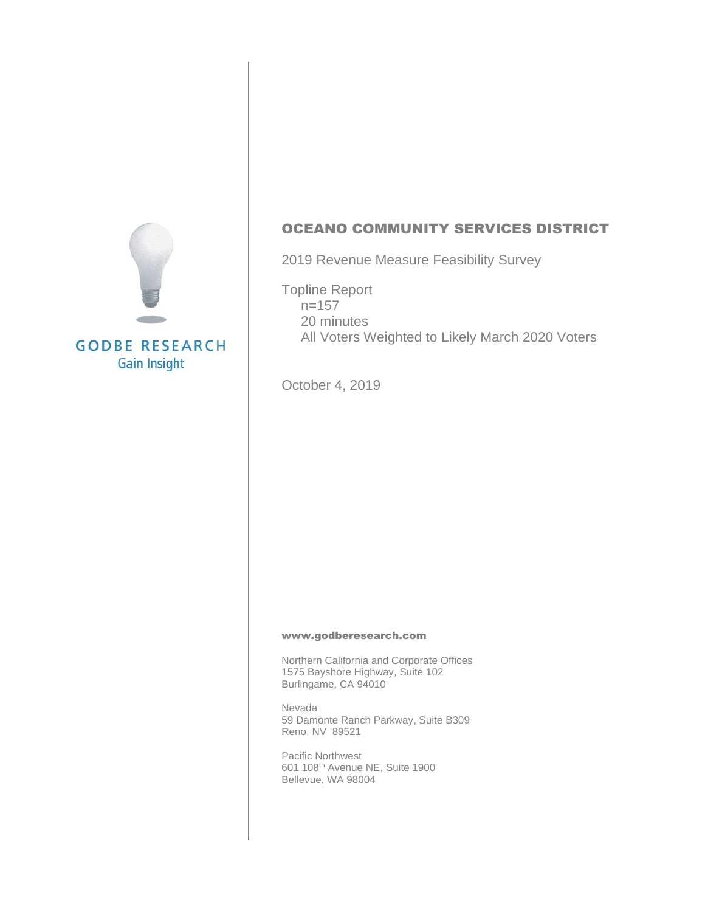GODBE RESEARCH
Gain Insight

# OCEANO COMMUNITY SERVICES DISTRICT

2019 Revenue Measure Feasibility Survey

Topline Report
n=157
20 minutes
All Voters Weighted to Likely March 2020 Voters

October 4, 2019

**www.godberesearch.com**

Northern California and Corporate Offices
1575 Bayshore Highway, Suite 102
Burlingame, CA 94010

Nevada
59 Damonte Ranch Parkway, Suite B309
Reno, NV 89521

Pacific Northwest
601 108th Avenue NE, Suite 1900
Bellevue, WA 98004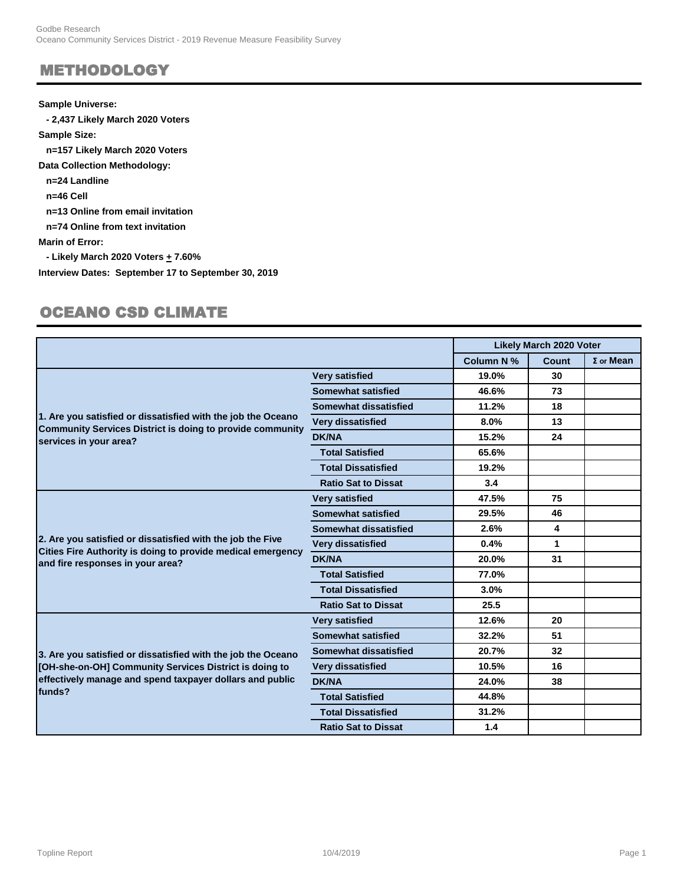## METHODOLOGY

**Sample Universe:**

**- 2,437 Likely March 2020 Voters**

**Sample Size:**

**n=157 Likely March 2020 Voters**

**Data Collection Methodology:**

**n=24 Landline**

**n=46 Cell**

**n=13 Online from email invitation**

**n=74 Online from text invitation**

**Marin of Error:**

**- Likely March 2020 Voters + 7.60%**

**Interview Dates: September 17 to September 30, 2019**

## OCEANO CSD CLIMATE

| | | Likely March 2020 Voter | | |
|---|---|---|---|---|
| | | Column N % | Count | Σ or Mean |
| 1. Are you satisfied or dissatisfied with the job the Oceano Community Services District is doing to provide community services in your area? | Very satisfied | 19.0% | 30 | |
| | Somewhat satisfied | 46.6% | 73 | |
| | Somewhat dissatisfied | 11.2% | 18 | |
| | Very dissatisfied | 8.0% | 13 | |
| | DK/NA | 15.2% | 24 | |
| | Total Satisfied | 65.6% | | |
| | Total Dissatisfied | 19.2% | | |
| | Ratio Sat to Dissat | 3.4 | | |
| 2. Are you satisfied or dissatisfied with the job the Five Cities Fire Authority is doing to provide medical emergency and fire responses in your area? | Very satisfied | 47.5% | 75 | |
| | Somewhat satisfied | 29.5% | 46 | |
| | Somewhat dissatisfied | 2.6% | 4 | |
| | Very dissatisfied | 0.4% | 1 | |
| | DK/NA | 20.0% | 31 | |
| | Total Satisfied | 77.0% | | |
| | Total Dissatisfied | 3.0% | | |
| | Ratio Sat to Dissat | 25.5 | | |
| 3. Are you satisfied or dissatisfied with the job the Oceano [OH-she-on-OH] Community Services District is doing to effectively manage and spend taxpayer dollars and public funds? | Very satisfied | 12.6% | 20 | |
| | Somewhat satisfied | 32.2% | 51 | |
| | Somewhat dissatisfied | 20.7% | 32 | |
| | Very dissatisfied | 10.5% | 16 | |
| | DK/NA | 24.0% | 38 | |
| | Total Satisfied | 44.8% | | |
| | Total Dissatisfied | 31.2% | | |
| | Ratio Sat to Dissat | 1.4 | | |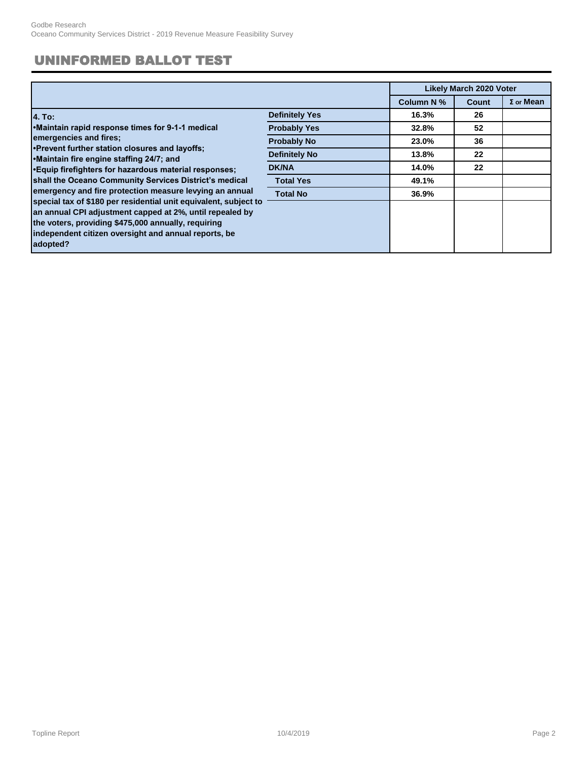# UNINFORMED BALLOT TEST

| | | Likely March 2020 Voter | | |
|---|---|---|---|---|
| | | Column N % | Count | Σ or Mean |
| **4. To:** •Maintain rapid response times for 9-1-1 medical emergencies and fires; •Prevent further station closures and layoffs; •Maintain fire engine staffing 24/7; and •Equip firefighters for hazardous material responses; shall the Oceano Community Services District's medical emergency and fire protection measure levying an annual special tax of $180 per residential unit equivalent, subject to an annual CPI adjustment capped at 2%, until repealed by the voters, providing $475,000 annually, requiring independent citizen oversight and annual reports, be adopted? | Definitely Yes | 16.3% | 26 | |
| | Probably Yes | 32.8% | 52 | |
| | Probably No | 23.0% | 36 | |
| | Definitely No | 13.8% | 22 | |
| | DK/NA | 14.0% | 22 | |
| | Total Yes | 49.1% | | |
| | Total No | 36.9% | | |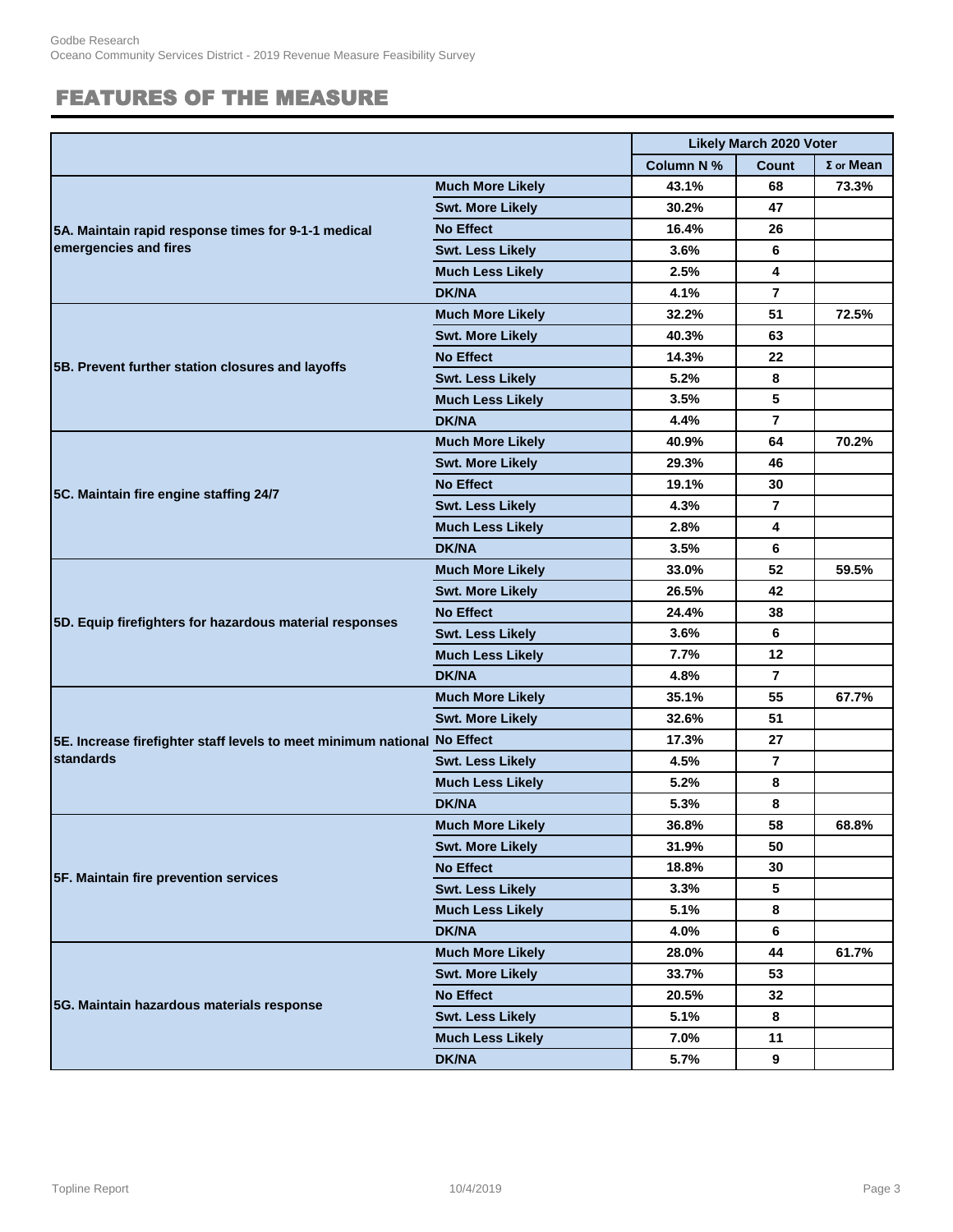# FEATURES OF THE MEASURE

| | | Likely March 2020 Voter | | |
|---|---|---|---|---|
| | | Column N % | Count | Σ or Mean |
| 5A. Maintain rapid response times for 9-1-1 medical emergencies and fires | Much More Likely | 43.1% | 68 | 73.3% |
| | Swt. More Likely | 30.2% | 47 | |
| | No Effect | 16.4% | 26 | |
| | Swt. Less Likely | 3.6% | 6 | |
| | Much Less Likely | 2.5% | 4 | |
| | DK/NA | 4.1% | 7 | |
| 5B. Prevent further station closures and layoffs | Much More Likely | 32.2% | 51 | 72.5% |
| | Swt. More Likely | 40.3% | 63 | |
| | No Effect | 14.3% | 22 | |
| | Swt. Less Likely | 5.2% | 8 | |
| | Much Less Likely | 3.5% | 5 | |
| | DK/NA | 4.4% | 7 | |
| 5C. Maintain fire engine staffing 24/7 | Much More Likely | 40.9% | 64 | 70.2% |
| | Swt. More Likely | 29.3% | 46 | |
| | No Effect | 19.1% | 30 | |
| | Swt. Less Likely | 4.3% | 7 | |
| | Much Less Likely | 2.8% | 4 | |
| | DK/NA | 3.5% | 6 | |
| 5D. Equip firefighters for hazardous material responses | Much More Likely | 33.0% | 52 | 59.5% |
| | Swt. More Likely | 26.5% | 42 | |
| | No Effect | 24.4% | 38 | |
| | Swt. Less Likely | 3.6% | 6 | |
| | Much Less Likely | 7.7% | 12 | |
| | DK/NA | 4.8% | 7 | |
| 5E. Increase firefighter staff levels to meet minimum national standards | Much More Likely | 35.1% | 55 | 67.7% |
| | Swt. More Likely | 32.6% | 51 | |
| | No Effect | 17.3% | 27 | |
| | Swt. Less Likely | 4.5% | 7 | |
| | Much Less Likely | 5.2% | 8 | |
| | DK/NA | 5.3% | 8 | |
| 5F. Maintain fire prevention services | Much More Likely | 36.8% | 58 | 68.8% |
| | Swt. More Likely | 31.9% | 50 | |
| | No Effect | 18.8% | 30 | |
| | Swt. Less Likely | 3.3% | 5 | |
| | Much Less Likely | 5.1% | 8 | |
| | DK/NA | 4.0% | 6 | |
| 5G. Maintain hazardous materials response | Much More Likely | 28.0% | 44 | 61.7% |
| | Swt. More Likely | 33.7% | 53 | |
| | No Effect | 20.5% | 32 | |
| | Swt. Less Likely | 5.1% | 8 | |
| | Much Less Likely | 7.0% | 11 | |
| | DK/NA | 5.7% | 9 | |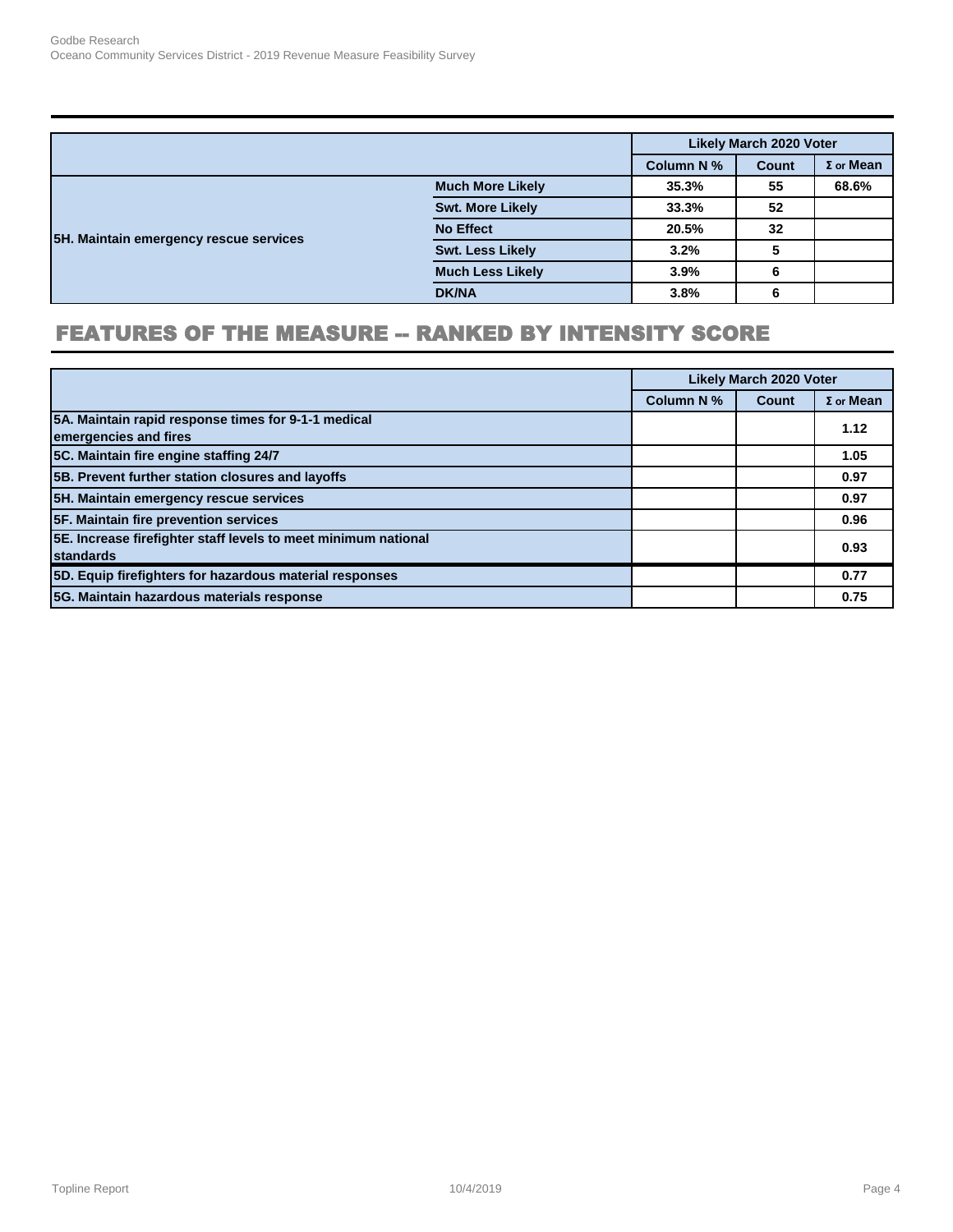| | | Likely March 2020 Voter | | |
|---|---|---|---|---|
| | | Column N % | Count | Σ or Mean |
| 5H. Maintain emergency rescue services | Much More Likely | 35.3% | 55 | 68.6% |
| | Swt. More Likely | 33.3% | 52 | |
| | No Effect | 20.5% | 32 | |
| | Swt. Less Likely | 3.2% | 5 | |
| | Much Less Likely | 3.9% | 6 | |
| | DK/NA | 3.8% | 6 | |

## FEATURES OF THE MEASURE -- RANKED BY INTENSITY SCORE

| | Likely March 2020 Voter | | |
|---|---|---|---|
| | Column N % | Count | Σ or Mean |
| 5A. Maintain rapid response times for 9-1-1 medical emergencies and fires | | | 1.12 |
| 5C. Maintain fire engine staffing 24/7 | | | 1.05 |
| 5B. Prevent further station closures and layoffs | | | 0.97 |
| 5H. Maintain emergency rescue services | | | 0.97 |
| 5F. Maintain fire prevention services | | | 0.96 |
| 5E. Increase firefighter staff levels to meet minimum national standards | | | 0.93 |
| 5D. Equip firefighters for hazardous material responses | | | 0.77 |
| 5G. Maintain hazardous materials response | | | 0.75 |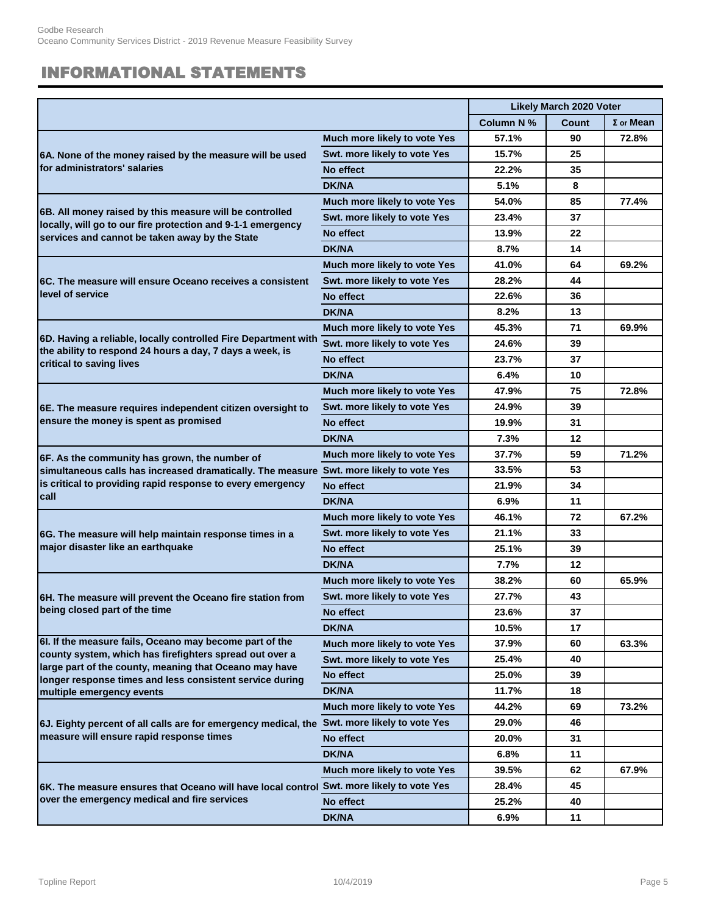## INFORMATIONAL STATEMENTS

| | | Likely March 2020 Voter | | |
|---|---|---|---|---|
| | | Column N % | Count | Σ or Mean |
| 6A. None of the money raised by the measure will be used for administrators' salaries | Much more likely to vote Yes | 57.1% | 90 | 72.8% |
| | Swt. more likely to vote Yes | 15.7% | 25 | |
| | No effect | 22.2% | 35 | |
| | DK/NA | 5.1% | 8 | |
| 6B. All money raised by this measure will be controlled locally, will go to our fire protection and 9-1-1 emergency services and cannot be taken away by the State | Much more likely to vote Yes | 54.0% | 85 | 77.4% |
| | Swt. more likely to vote Yes | 23.4% | 37 | |
| | No effect | 13.9% | 22 | |
| | DK/NA | 8.7% | 14 | |
| 6C. The measure will ensure Oceano receives a consistent level of service | Much more likely to vote Yes | 41.0% | 64 | 69.2% |
| | Swt. more likely to vote Yes | 28.2% | 44 | |
| | No effect | 22.6% | 36 | |
| | DK/NA | 8.2% | 13 | |
| 6D. Having a reliable, locally controlled Fire Department with the ability to respond 24 hours a day, 7 days a week, is critical to saving lives | Much more likely to vote Yes | 45.3% | 71 | 69.9% |
| | Swt. more likely to vote Yes | 24.6% | 39 | |
| | No effect | 23.7% | 37 | |
| | DK/NA | 6.4% | 10 | |
| 6E. The measure requires independent citizen oversight to ensure the money is spent as promised | Much more likely to vote Yes | 47.9% | 75 | 72.8% |
| | Swt. more likely to vote Yes | 24.9% | 39 | |
| | No effect | 19.9% | 31 | |
| | DK/NA | 7.3% | 12 | |
| 6F. As the community has grown, the number of simultaneous calls has increased dramatically. The measure is critical to providing rapid response to every emergency call | Much more likely to vote Yes | 37.7% | 59 | 71.2% |
| | Swt. more likely to vote Yes | 33.5% | 53 | |
| | No effect | 21.9% | 34 | |
| | DK/NA | 6.9% | 11 | |
| 6G. The measure will help maintain response times in a major disaster like an earthquake | Much more likely to vote Yes | 46.1% | 72 | 67.2% |
| | Swt. more likely to vote Yes | 21.1% | 33 | |
| | No effect | 25.1% | 39 | |
| | DK/NA | 7.7% | 12 | |
| 6H. The measure will prevent the Oceano fire station from being closed part of the time | Much more likely to vote Yes | 38.2% | 60 | 65.9% |
| | Swt. more likely to vote Yes | 27.7% | 43 | |
| | No effect | 23.6% | 37 | |
| | DK/NA | 10.5% | 17 | |
| 6I. If the measure fails, Oceano may become part of the county system, which has firefighters spread out over a large part of the county, meaning that Oceano may have longer response times and less consistent service during multiple emergency events | Much more likely to vote Yes | 37.9% | 60 | 63.3% |
| | Swt. more likely to vote Yes | 25.4% | 40 | |
| | No effect | 25.0% | 39 | |
| | DK/NA | 11.7% | 18 | |
| 6J. Eighty percent of all calls are for emergency medical, the measure will ensure rapid response times | Much more likely to vote Yes | 44.2% | 69 | 73.2% |
| | Swt. more likely to vote Yes | 29.0% | 46 | |
| | No effect | 20.0% | 31 | |
| | DK/NA | 6.8% | 11 | |
| 6K. The measure ensures that Oceano will have local control over the emergency medical and fire services | Much more likely to vote Yes | 39.5% | 62 | 67.9% |
| | Swt. more likely to vote Yes | 28.4% | 45 | |
| | No effect | 25.2% | 40 | |
| | DK/NA | 6.9% | 11 | |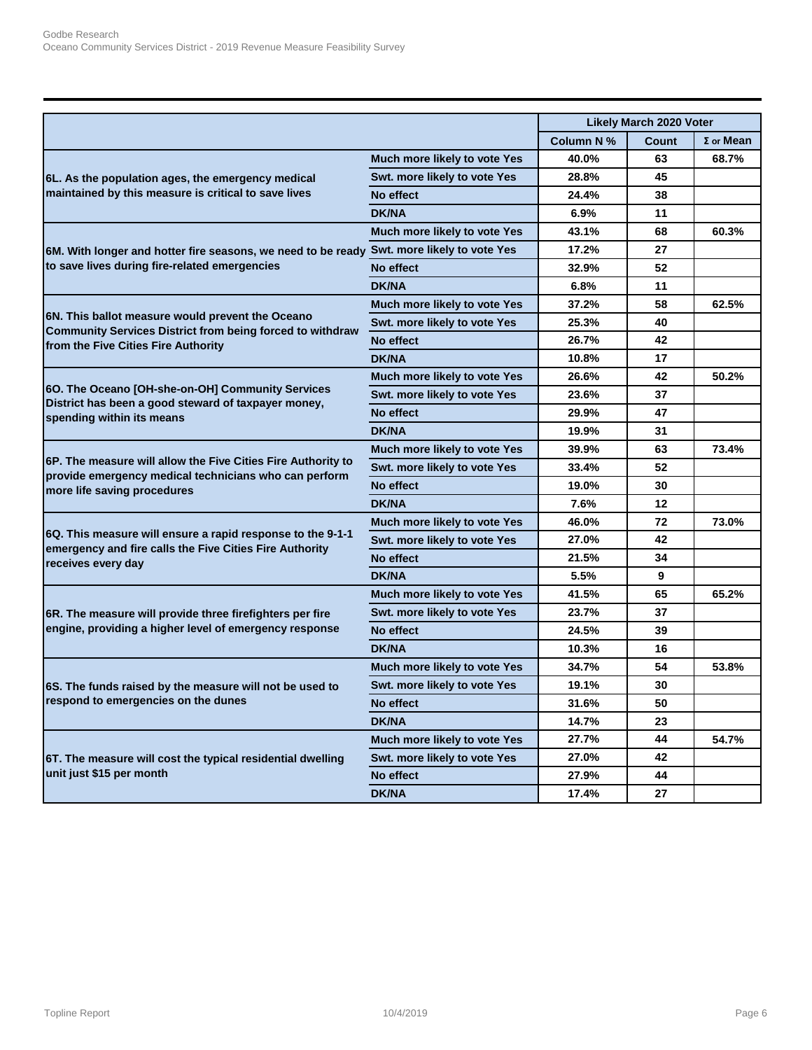| | | Likely March 2020 Voter | | |
|---|---|---|---|---|
| | | Column N % | Count | Σ or Mean |
| **6L. As the population ages, the emergency medical maintained by this measure is critical to save lives** | Much more likely to vote Yes | 40.0% | 63 | 68.7% |
| | Swt. more likely to vote Yes | 28.8% | 45 | |
| | No effect | 24.4% | 38 | |
| | DK/NA | 6.9% | 11 | |
| **6M. With longer and hotter fire seasons, we need to be ready to save lives during fire-related emergencies** | Much more likely to vote Yes | 43.1% | 68 | 60.3% |
| | Swt. more likely to vote Yes | 17.2% | 27 | |
| | No effect | 32.9% | 52 | |
| | DK/NA | 6.8% | 11 | |
| **6N. This ballot measure would prevent the Oceano Community Services District from being forced to withdraw from the Five Cities Fire Authority** | Much more likely to vote Yes | 37.2% | 58 | 62.5% |
| | Swt. more likely to vote Yes | 25.3% | 40 | |
| | No effect | 26.7% | 42 | |
| | DK/NA | 10.8% | 17 | |
| **6O. The Oceano [OH-she-on-OH] Community Services District has been a good steward of taxpayer money, spending within its means** | Much more likely to vote Yes | 26.6% | 42 | 50.2% |
| | Swt. more likely to vote Yes | 23.6% | 37 | |
| | No effect | 29.9% | 47 | |
| | DK/NA | 19.9% | 31 | |
| **6P. The measure will allow the Five Cities Fire Authority to provide emergency medical technicians who can perform more life saving procedures** | Much more likely to vote Yes | 39.9% | 63 | 73.4% |
| | Swt. more likely to vote Yes | 33.4% | 52 | |
| | No effect | 19.0% | 30 | |
| | DK/NA | 7.6% | 12 | |
| **6Q. This measure will ensure a rapid response to the 9-1-1 emergency and fire calls the Five Cities Fire Authority receives every day** | Much more likely to vote Yes | 46.0% | 72 | 73.0% |
| | Swt. more likely to vote Yes | 27.0% | 42 | |
| | No effect | 21.5% | 34 | |
| | DK/NA | 5.5% | 9 | |
| **6R. The measure will provide three firefighters per fire engine, providing a higher level of emergency response** | Much more likely to vote Yes | 41.5% | 65 | 65.2% |
| | Swt. more likely to vote Yes | 23.7% | 37 | |
| | No effect | 24.5% | 39 | |
| | DK/NA | 10.3% | 16 | |
| **6S. The funds raised by the measure will not be used to respond to emergencies on the dunes** | Much more likely to vote Yes | 34.7% | 54 | 53.8% |
| | Swt. more likely to vote Yes | 19.1% | 30 | |
| | No effect | 31.6% | 50 | |
| | DK/NA | 14.7% | 23 | |
| **6T. The measure will cost the typical residential dwelling unit just $15 per month** | Much more likely to vote Yes | 27.7% | 44 | 54.7% |
| | Swt. more likely to vote Yes | 27.0% | 42 | |
| | No effect | 27.9% | 44 | |
| | DK/NA | 17.4% | 27 | |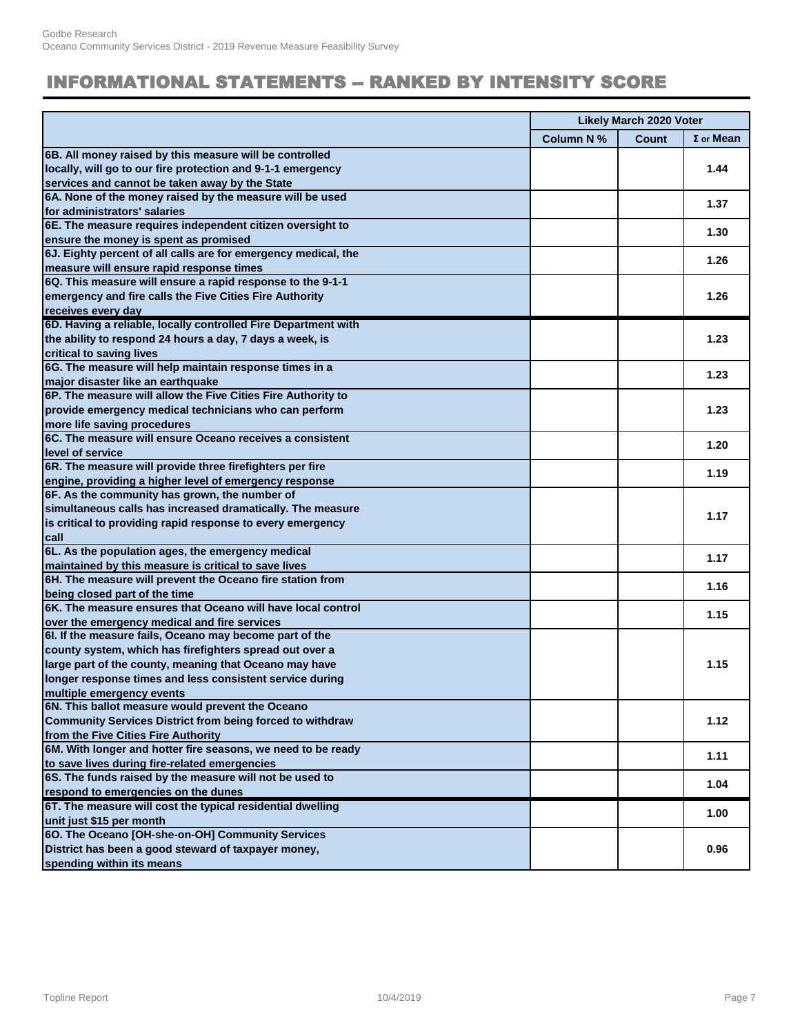# INFORMATIONAL STATEMENTS -- RANKED BY INTENSITY SCORE

| | Likely March 2020 Voter | | |
|---|---|---|---|
| | Column N % | Count | Σ or Mean |
| 6B. All money raised by this measure will be controlled locally, will go to our fire protection and 9-1-1 emergency services and cannot be taken away by the State | | | 1.44 |
| 6A. None of the money raised by the measure will be used for administrators' salaries | | | 1.37 |
| 6E. The measure requires independent citizen oversight to ensure the money is spent as promised | | | 1.30 |
| 6J. Eighty percent of all calls are for emergency medical, the measure will ensure rapid response times | | | 1.26 |
| 6Q. This measure will ensure a rapid response to the 9-1-1 emergency and fire calls the Five Cities Fire Authority receives every day | | | 1.26 |
| 6D. Having a reliable, locally controlled Fire Department with the ability to respond 24 hours a day, 7 days a week, is critical to saving lives | | | 1.23 |
| 6G. The measure will help maintain response times in a major disaster like an earthquake | | | 1.23 |
| 6P. The measure will allow the Five Cities Fire Authority to provide emergency medical technicians who can perform more life saving procedures | | | 1.23 |
| 6C. The measure will ensure Oceano receives a consistent level of service | | | 1.20 |
| 6R. The measure will provide three firefighters per fire engine, providing a higher level of emergency response | | | 1.19 |
| 6F. As the community has grown, the number of simultaneous calls has increased dramatically. The measure is critical to providing rapid response to every emergency call | | | 1.17 |
| 6L. As the population ages, the emergency medical maintained by this measure is critical to save lives | | | 1.17 |
| 6H. The measure will prevent the Oceano fire station from being closed part of the time | | | 1.16 |
| 6K. The measure ensures that Oceano will have local control over the emergency medical and fire services | | | 1.15 |
| 6I. If the measure fails, Oceano may become part of the county system, which has firefighters spread out over a large part of the county, meaning that Oceano may have longer response times and less consistent service during multiple emergency events | | | 1.15 |
| 6N. This ballot measure would prevent the Oceano Community Services District from being forced to withdraw from the Five Cities Fire Authority | | | 1.12 |
| 6M. With longer and hotter fire seasons, we need to be ready to save lives during fire-related emergencies | | | 1.11 |
| 6S. The funds raised by the measure will not be used to respond to emergencies on the dunes | | | 1.04 |
| 6T. The measure will cost the typical residential dwelling unit just $15 per month | | | 1.00 |
| 6O. The Oceano [OH-she-on-OH] Community Services District has been a good steward of taxpayer money, spending within its means | | | 0.96 |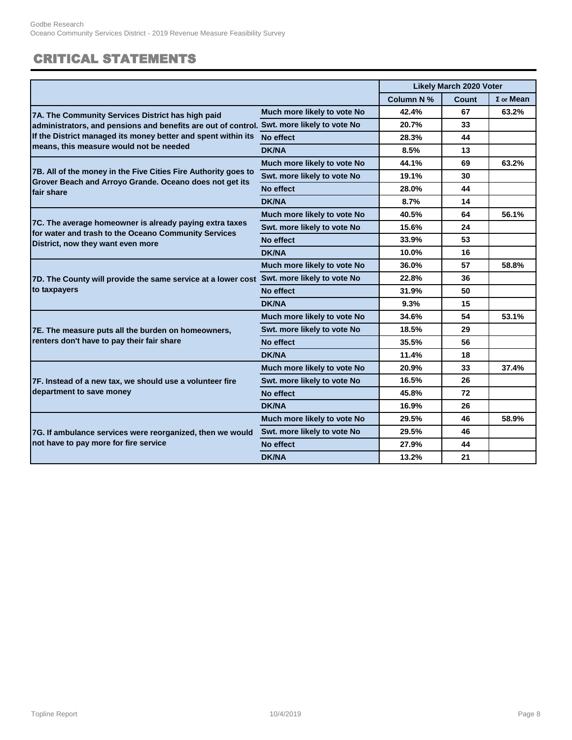## CRITICAL STATEMENTS

| | | Likely March 2020 Voter | | |
|---|---|---|---|---|
| | | Column N % | Count | Σ or Mean |
| 7A. The Community Services District has high paid administrators, and pensions and benefits are out of control. If the District managed its money better and spent within its means, this measure would not be needed | Much more likely to vote No | 42.4% | 67 | 63.2% |
| | Swt. more likely to vote No | 20.7% | 33 | |
| | No effect | 28.3% | 44 | |
| | DK/NA | 8.5% | 13 | |
| 7B. All of the money in the Five Cities Fire Authority goes to Grover Beach and Arroyo Grande. Oceano does not get its fair share | Much more likely to vote No | 44.1% | 69 | 63.2% |
| | Swt. more likely to vote No | 19.1% | 30 | |
| | No effect | 28.0% | 44 | |
| | DK/NA | 8.7% | 14 | |
| 7C. The average homeowner is already paying extra taxes for water and trash to the Oceano Community Services District, now they want even more | Much more likely to vote No | 40.5% | 64 | 56.1% |
| | Swt. more likely to vote No | 15.6% | 24 | |
| | No effect | 33.9% | 53 | |
| | DK/NA | 10.0% | 16 | |
| 7D. The County will provide the same service at a lower cost to taxpayers | Much more likely to vote No | 36.0% | 57 | 58.8% |
| | Swt. more likely to vote No | 22.8% | 36 | |
| | No effect | 31.9% | 50 | |
| | DK/NA | 9.3% | 15 | |
| 7E. The measure puts all the burden on homeowners, renters don't have to pay their fair share | Much more likely to vote No | 34.6% | 54 | 53.1% |
| | Swt. more likely to vote No | 18.5% | 29 | |
| | No effect | 35.5% | 56 | |
| | DK/NA | 11.4% | 18 | |
| 7F. Instead of a new tax, we should use a volunteer fire department to save money | Much more likely to vote No | 20.9% | 33 | 37.4% |
| | Swt. more likely to vote No | 16.5% | 26 | |
| | No effect | 45.8% | 72 | |
| | DK/NA | 16.9% | 26 | |
| 7G. If ambulance services were reorganized, then we would not have to pay more for fire service | Much more likely to vote No | 29.5% | 46 | 58.9% |
| | Swt. more likely to vote No | 29.5% | 46 | |
| | No effect | 27.9% | 44 | |
| | DK/NA | 13.2% | 21 | |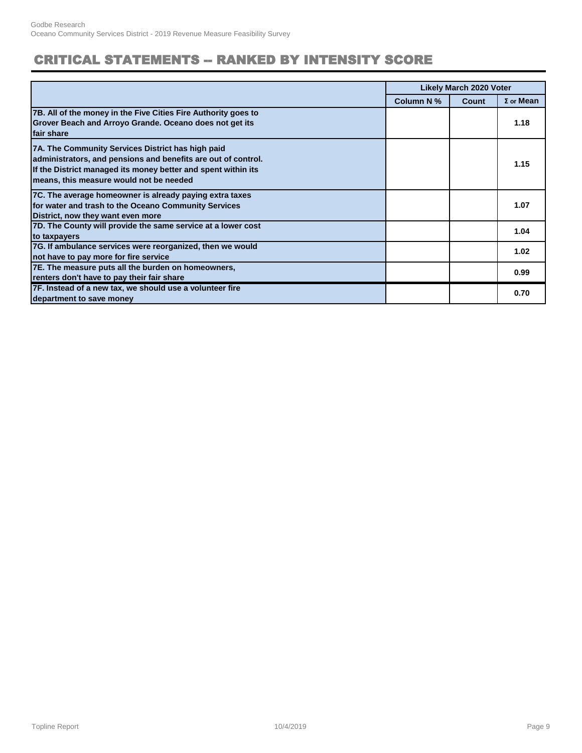# CRITICAL STATEMENTS -- RANKED BY INTENSITY SCORE

| | Likely March 2020 Voter | | |
|---|---|---|---|
| | Column N % | Count | Σ or Mean |
| 7B. All of the money in the Five Cities Fire Authority goes to Grover Beach and Arroyo Grande. Oceano does not get its fair share | | | 1.18 |
| 7A. The Community Services District has high paid administrators, and pensions and benefits are out of control. If the District managed its money better and spent within its means, this measure would not be needed | | | 1.15 |
| 7C. The average homeowner is already paying extra taxes for water and trash to the Oceano Community Services District, now they want even more | | | 1.07 |
| 7D. The County will provide the same service at a lower cost to taxpayers | | | 1.04 |
| 7G. If ambulance services were reorganized, then we would not have to pay more for fire service | | | 1.02 |
| 7E. The measure puts all the burden on homeowners, renters don't have to pay their fair share | | | 0.99 |
| 7F. Instead of a new tax, we should use a volunteer fire department to save money | | | 0.70 |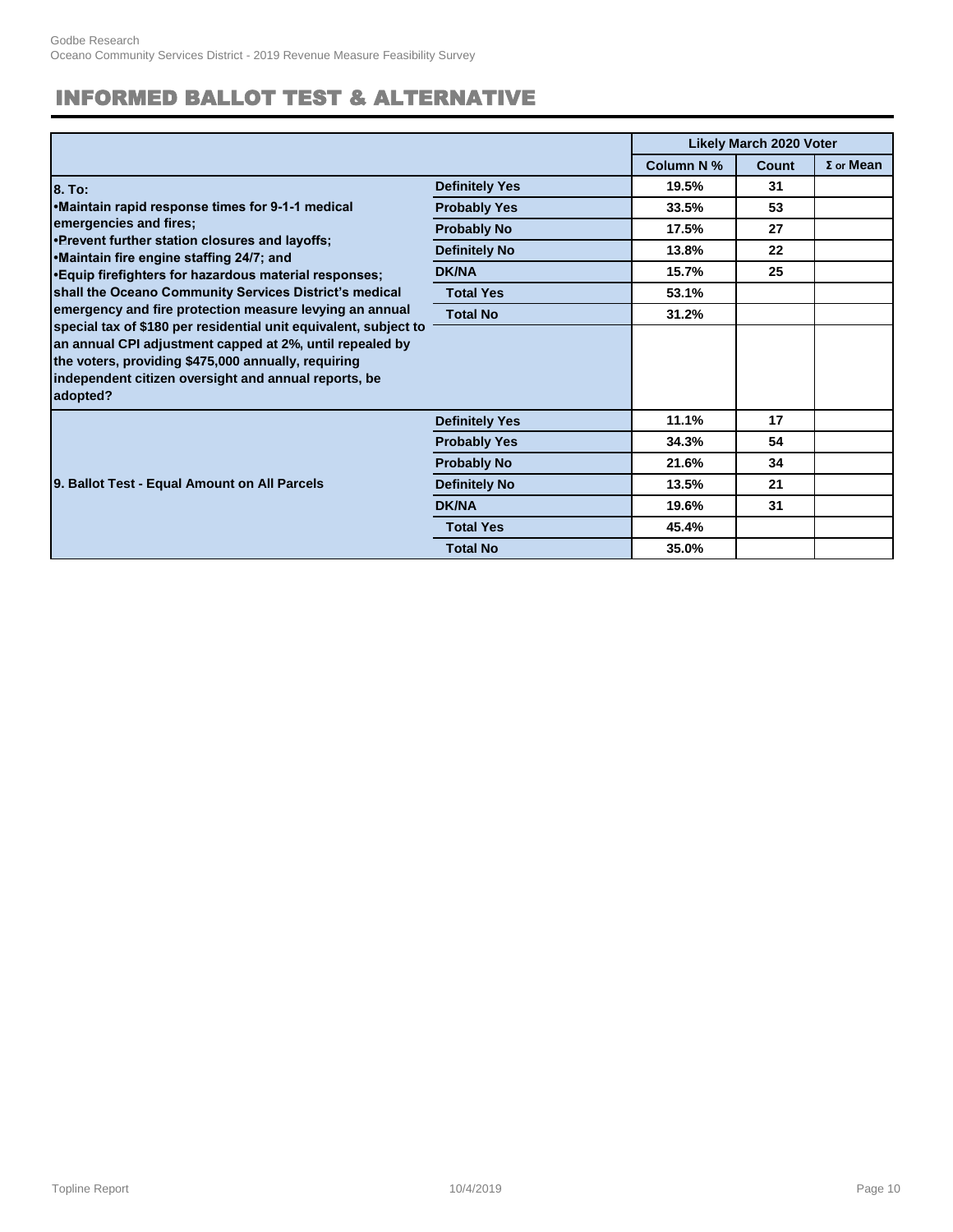# INFORMED BALLOT TEST & ALTERNATIVE

| | | Likely March 2020 Voter | | |
|---|---|---|---|---|
| | | Column N % | Count | Σ or Mean |
| 8. To: •Maintain rapid response times for 9-1-1 medical emergencies and fires; •Prevent further station closures and layoffs; •Maintain fire engine staffing 24/7; and •Equip firefighters for hazardous material responses; shall the Oceano Community Services District's medical emergency and fire protection measure levying an annual special tax of $180 per residential unit equivalent, subject to an annual CPI adjustment capped at 2%, until repealed by the voters, providing $475,000 annually, requiring independent citizen oversight and annual reports, be adopted? | Definitely Yes | 19.5% | 31 | |
| | Probably Yes | 33.5% | 53 | |
| | Probably No | 17.5% | 27 | |
| | Definitely No | 13.8% | 22 | |
| | DK/NA | 15.7% | 25 | |
| | Total Yes | 53.1% | | |
| | Total No | 31.2% | | |
| 9. Ballot Test - Equal Amount on All Parcels | Definitely Yes | 11.1% | 17 | |
| | Probably Yes | 34.3% | 54 | |
| | Probably No | 21.6% | 34 | |
| | Definitely No | 13.5% | 21 | |
| | DK/NA | 19.6% | 31 | |
| | Total Yes | 45.4% | | |
| | Total No | 35.0% | | |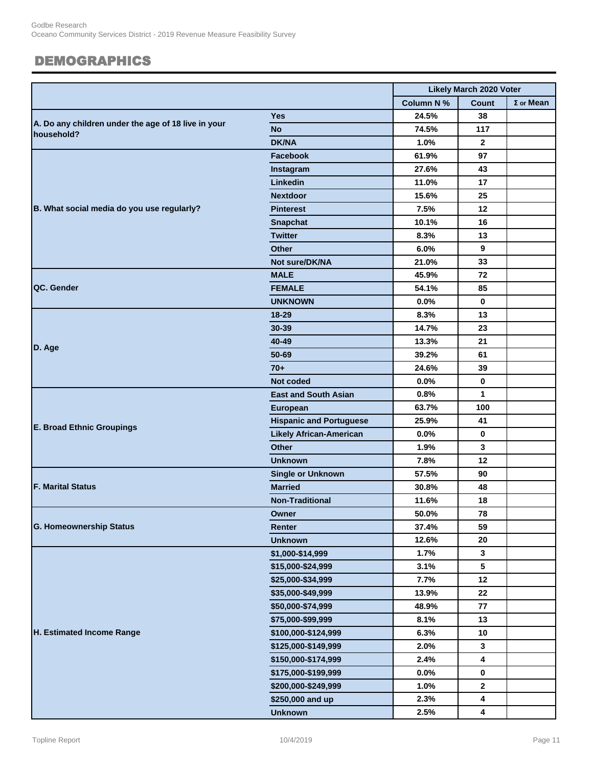## DEMOGRAPHICS

| | | Likely March 2020 Voter | | |
|---|---|---|---|---|
| | | Column N % | Count | Σ or Mean |
| A. Do any children under the age of 18 live in your household? | Yes | 24.5% | 38 | |
| | No | 74.5% | 117 | |
| | DK/NA | 1.0% | 2 | |
| B. What social media do you use regularly? | Facebook | 61.9% | 97 | |
| | Instagram | 27.6% | 43 | |
| | Linkedin | 11.0% | 17 | |
| | Nextdoor | 15.6% | 25 | |
| | Pinterest | 7.5% | 12 | |
| | Snapchat | 10.1% | 16 | |
| | Twitter | 8.3% | 13 | |
| | Other | 6.0% | 9 | |
| | Not sure/DK/NA | 21.0% | 33 | |
| QC. Gender | MALE | 45.9% | 72 | |
| | FEMALE | 54.1% | 85 | |
| | UNKNOWN | 0.0% | 0 | |
| D. Age | 18-29 | 8.3% | 13 | |
| | 30-39 | 14.7% | 23 | |
| | 40-49 | 13.3% | 21 | |
| | 50-69 | 39.2% | 61 | |
| | 70+ | 24.6% | 39 | |
| | Not coded | 0.0% | 0 | |
| E. Broad Ethnic Groupings | East and South Asian | 0.8% | 1 | |
| | European | 63.7% | 100 | |
| | Hispanic and Portuguese | 25.9% | 41 | |
| | Likely African-American | 0.0% | 0 | |
| | Other | 1.9% | 3 | |
| | Unknown | 7.8% | 12 | |
| F. Marital Status | Single or Unknown | 57.5% | 90 | |
| | Married | 30.8% | 48 | |
| | Non-Traditional | 11.6% | 18 | |
| G. Homeownership Status | Owner | 50.0% | 78 | |
| | Renter | 37.4% | 59 | |
| | Unknown | 12.6% | 20 | |
| H. Estimated Income Range | $1,000-$14,999 | 1.7% | 3 | |
| | $15,000-$24,999 | 3.1% | 5 | |
| | $25,000-$34,999 | 7.7% | 12 | |
| | $35,000-$49,999 | 13.9% | 22 | |
| | $50,000-$74,999 | 48.9% | 77 | |
| | $75,000-$99,999 | 8.1% | 13 | |
| | $100,000-$124,999 | 6.3% | 10 | |
| | $125,000-$149,999 | 2.0% | 3 | |
| | $150,000-$174,999 | 2.4% | 4 | |
| | $175,000-$199,999 | 0.0% | 0 | |
| | $200,000-$249,999 | 1.0% | 2 | |
| | $250,000 and up | 2.3% | 4 | |
| | Unknown | 2.5% | 4 | |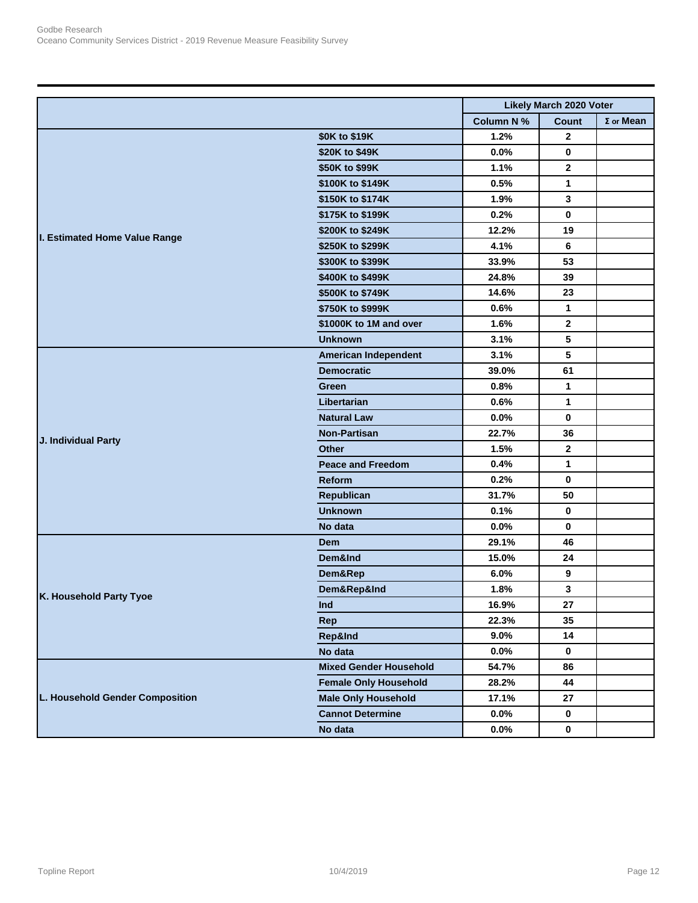| | | Likely March 2020 Voter | | |
|---|---|---|---|---|
| | | Column N % | Count | Σ or Mean |
| I. Estimated Home Value Range | $0K to $19K | 1.2% | 2 | |
| | $20K to $49K | 0.0% | 0 | |
| | $50K to $99K | 1.1% | 2 | |
| | $100K to $149K | 0.5% | 1 | |
| | $150K to $174K | 1.9% | 3 | |
| | $175K to $199K | 0.2% | 0 | |
| | $200K to $249K | 12.2% | 19 | |
| | $250K to $299K | 4.1% | 6 | |
| | $300K to $399K | 33.9% | 53 | |
| | $400K to $499K | 24.8% | 39 | |
| | $500K to $749K | 14.6% | 23 | |
| | $750K to $999K | 0.6% | 1 | |
| | $1000K to 1M and over | 1.6% | 2 | |
| | Unknown | 3.1% | 5 | |
| J. Individual Party | American Independent | 3.1% | 5 | |
| | Democratic | 39.0% | 61 | |
| | Green | 0.8% | 1 | |
| | Libertarian | 0.6% | 1 | |
| | Natural Law | 0.0% | 0 | |
| | Non-Partisan | 22.7% | 36 | |
| | Other | 1.5% | 2 | |
| | Peace and Freedom | 0.4% | 1 | |
| | Reform | 0.2% | 0 | |
| | Republican | 31.7% | 50 | |
| | Unknown | 0.1% | 0 | |
| | No data | 0.0% | 0 | |
| K. Household Party Tyoe | Dem | 29.1% | 46 | |
| | Dem&Ind | 15.0% | 24 | |
| | Dem&Rep | 6.0% | 9 | |
| | Dem&Rep&Ind | 1.8% | 3 | |
| | Ind | 16.9% | 27 | |
| | Rep | 22.3% | 35 | |
| | Rep&Ind | 9.0% | 14 | |
| | No data | 0.0% | 0 | |
| L. Household Gender Composition | Mixed Gender Household | 54.7% | 86 | |
| | Female Only Household | 28.2% | 44 | |
| | Male Only Household | 17.1% | 27 | |
| | Cannot Determine | 0.0% | 0 | |
| | No data | 0.0% | 0 | |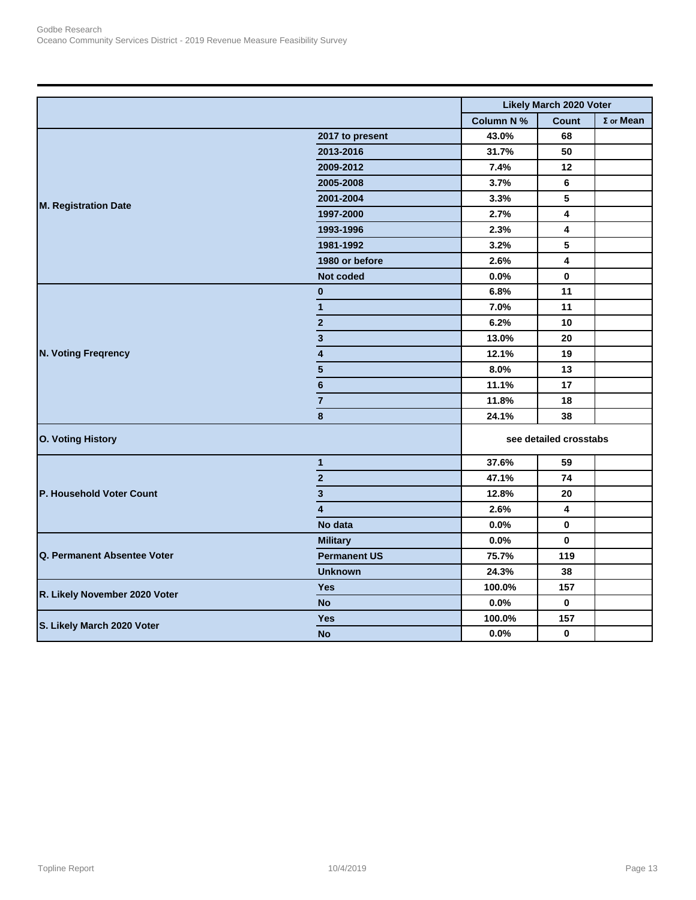| | | Likely March 2020 Voter | | |
|---|---|---|---|---|
| | | Column N % | Count | Σ or Mean |
| M. Registration Date | 2017 to present | 43.0% | 68 | |
| | 2013-2016 | 31.7% | 50 | |
| | 2009-2012 | 7.4% | 12 | |
| | 2005-2008 | 3.7% | 6 | |
| | 2001-2004 | 3.3% | 5 | |
| | 1997-2000 | 2.7% | 4 | |
| | 1993-1996 | 2.3% | 4 | |
| | 1981-1992 | 3.2% | 5 | |
| | 1980 or before | 2.6% | 4 | |
| | Not coded | 0.0% | 0 | |
| N. Voting Freqrency | 0 | 6.8% | 11 | |
| | 1 | 7.0% | 11 | |
| | 2 | 6.2% | 10 | |
| | 3 | 13.0% | 20 | |
| | 4 | 12.1% | 19 | |
| | 5 | 8.0% | 13 | |
| | 6 | 11.1% | 17 | |
| | 7 | 11.8% | 18 | |
| | 8 | 24.1% | 38 | |
| O. Voting History | | see detailed crosstabs | | |
| P. Household Voter Count | 1 | 37.6% | 59 | |
| | 2 | 47.1% | 74 | |
| | 3 | 12.8% | 20 | |
| | 4 | 2.6% | 4 | |
| | No data | 0.0% | 0 | |
| Q. Permanent Absentee Voter | Military | 0.0% | 0 | |
| | Permanent US | 75.7% | 119 | |
| | Unknown | 24.3% | 38 | |
| R. Likely November 2020 Voter | Yes | 100.0% | 157 | |
| | No | 0.0% | 0 | |
| S. Likely March 2020 Voter | Yes | 100.0% | 157 | |
| | No | 0.0% | 0 | |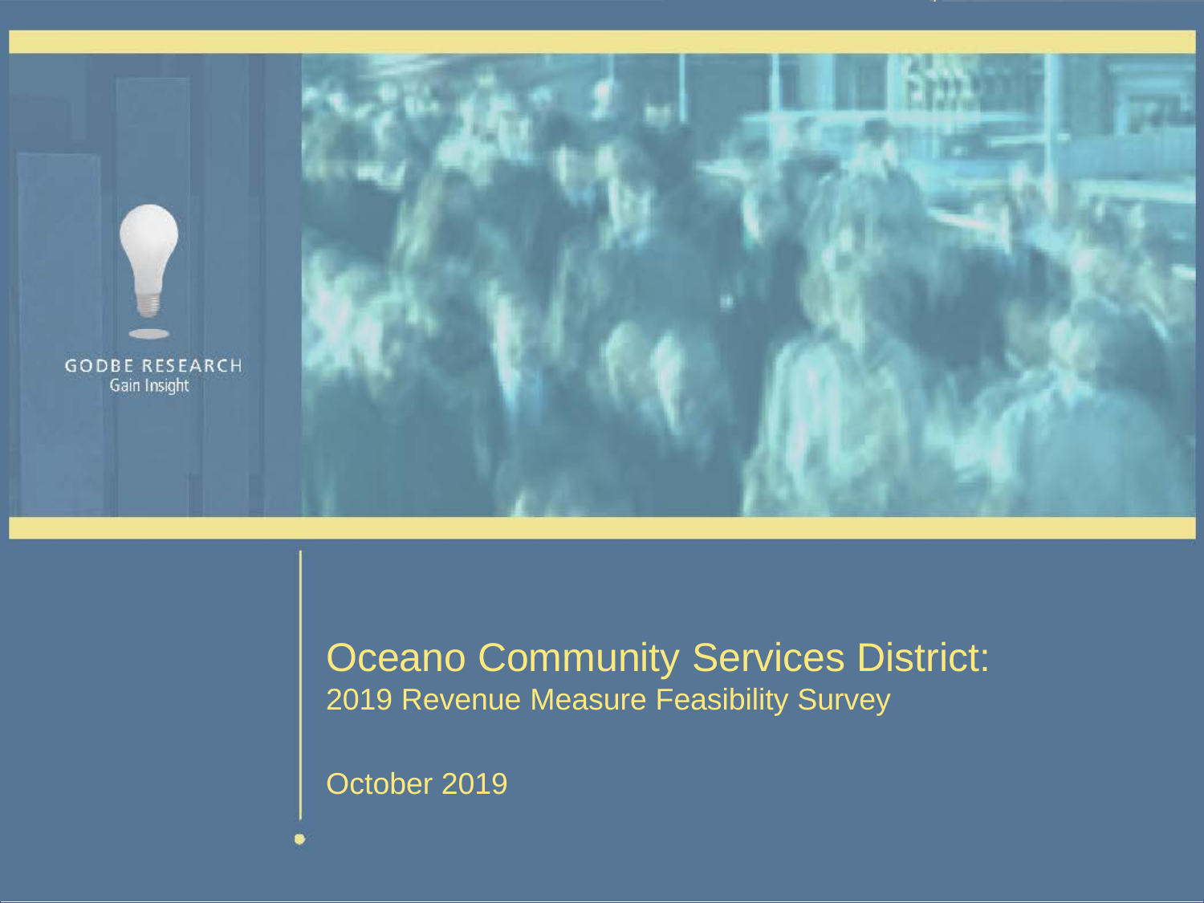GODBE RESEARCH
Gain Insight

# Oceano Community Services District:

## 2019 Revenue Measure Feasibility Survey

October 2019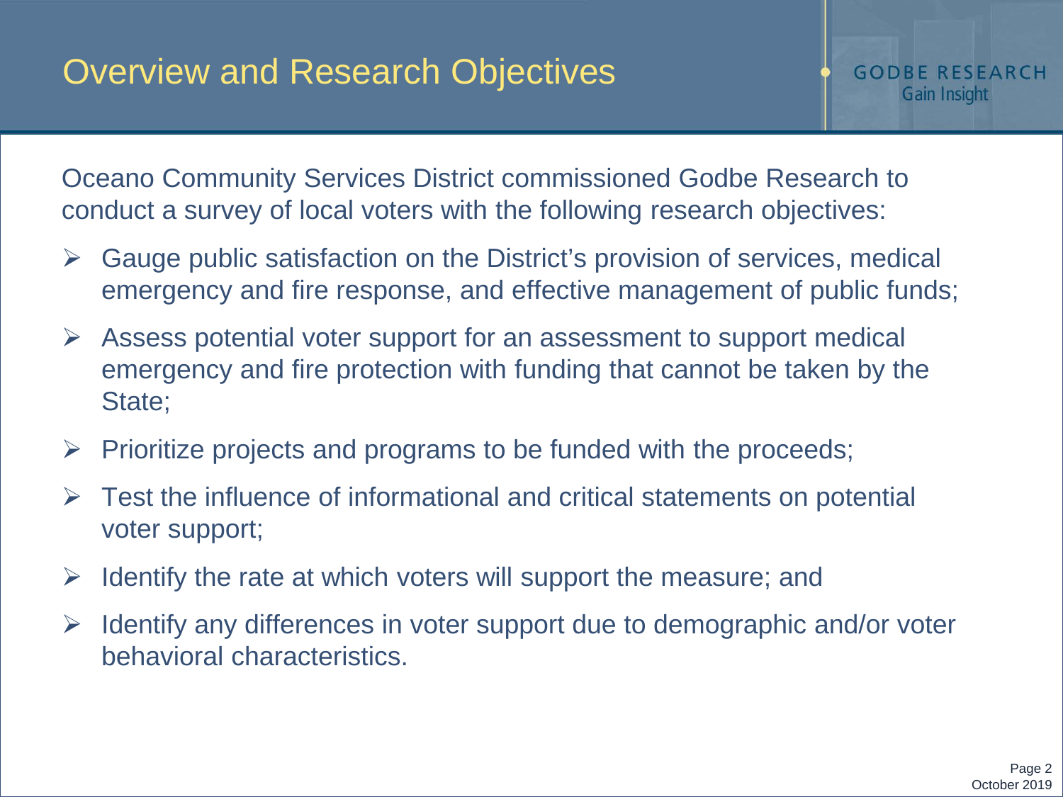# Overview and Research Objectives

Oceano Community Services District commissioned Godbe Research to conduct a survey of local voters with the following research objectives:

- Gauge public satisfaction on the District's provision of services, medical emergency and fire response, and effective management of public funds;
- Assess potential voter support for an assessment to support medical emergency and fire protection with funding that cannot be taken by the State;
- Prioritize projects and programs to be funded with the proceeds;
- Test the influence of informational and critical statements on potential voter support;
- Identify the rate at which voters will support the measure; and
- Identify any differences in voter support due to demographic and/or voter behavioral characteristics.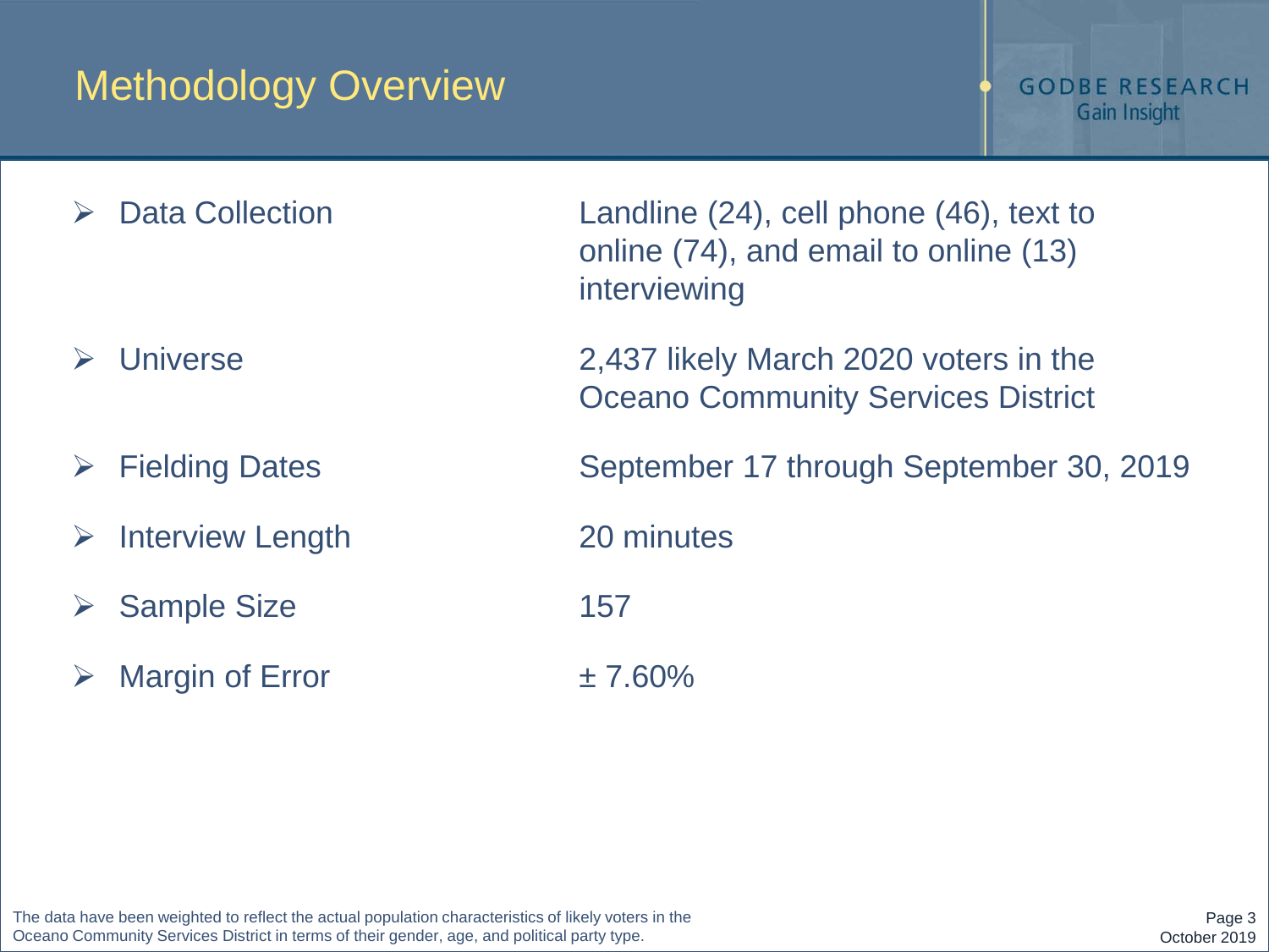# Methodology Overview

- **Data Collection** — Landline (24), cell phone (46), text to online (74), and email to online (13) interviewing
- **Universe** — 2,437 likely March 2020 voters in the Oceano Community Services District
- **Fielding Dates** — September 17 through September 30, 2019
- **Interview Length** — 20 minutes
- **Sample Size** — 157
- **Margin of Error** — ± 7.60%

The data have been weighted to reflect the actual population characteristics of likely voters in the Oceano Community Services District in terms of their gender, age, and political party type.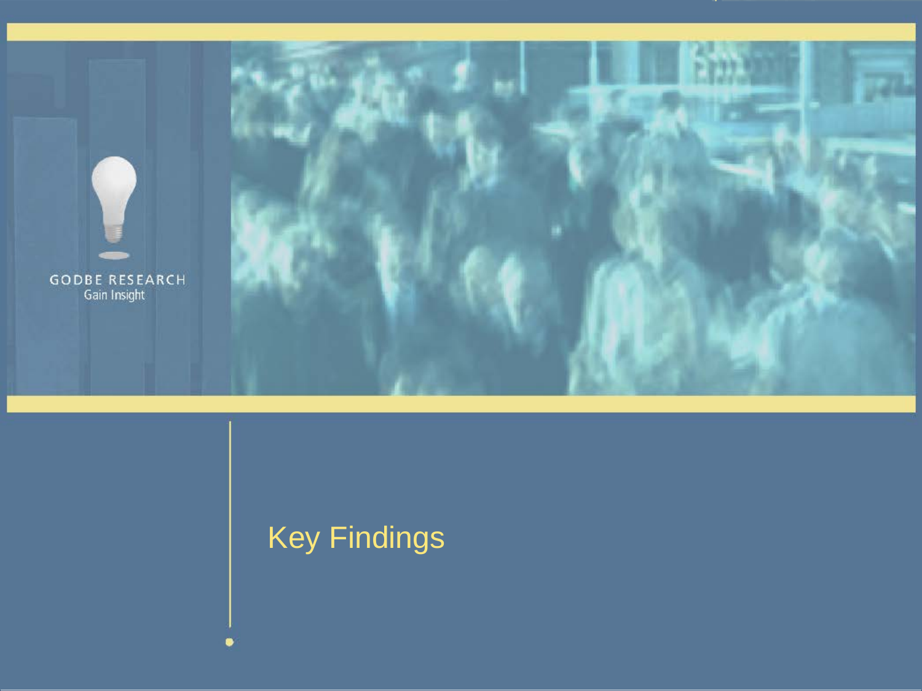GODBE RESEARCH
Gain Insight

# Key Findings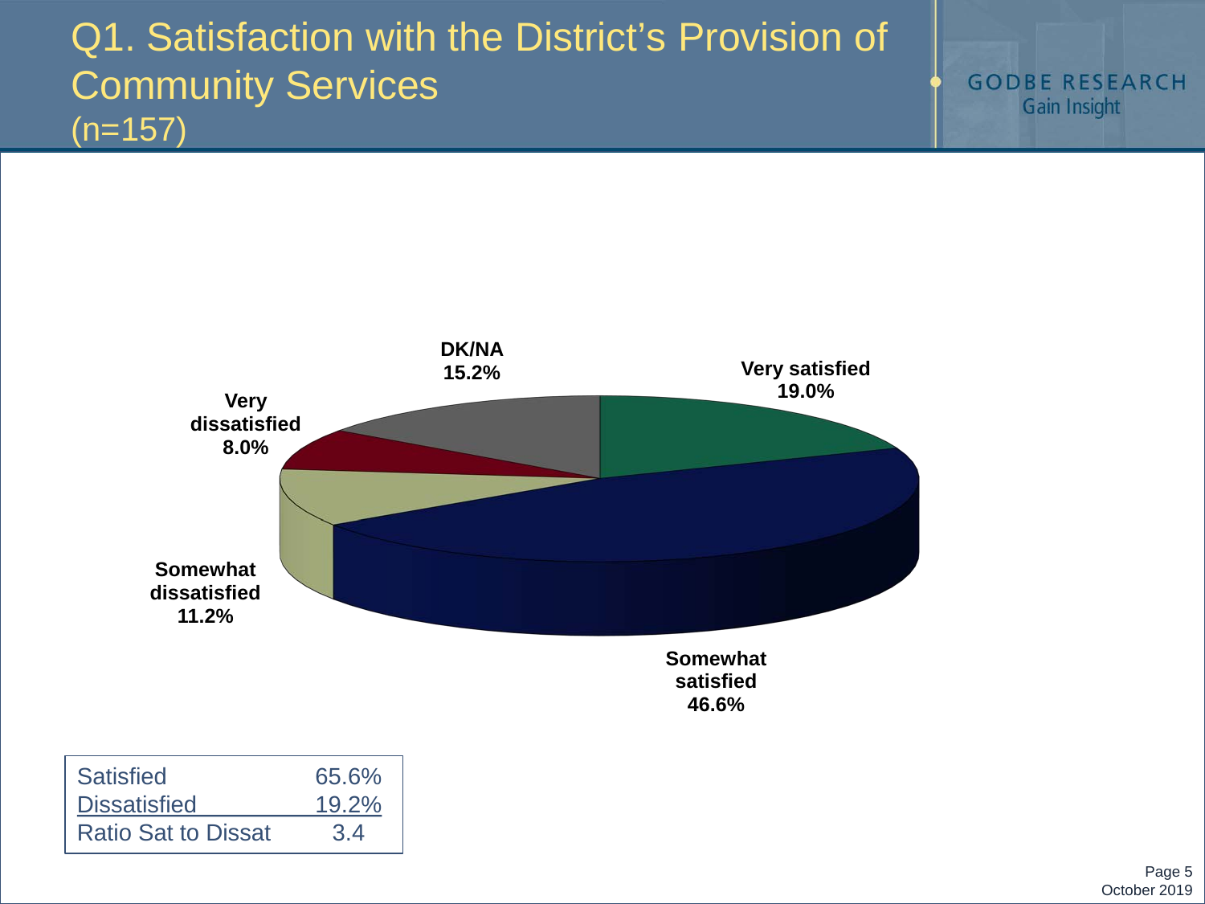# Q1. Satisfaction with the District's Provision of Community Services

(n=157)

GODBE RESEARCH
Gain Insight

DK/NA 15.2%

Very satisfied 19.0%

Very dissatisfied 8.0%

Somewhat dissatisfied 11.2%

Somewhat satisfied 46.6%

| Satisfied | 65.6% |
|---|---|
| Dissatisfied | 19.2% |
| Ratio Sat to Dissat | 3.4 |

October 2019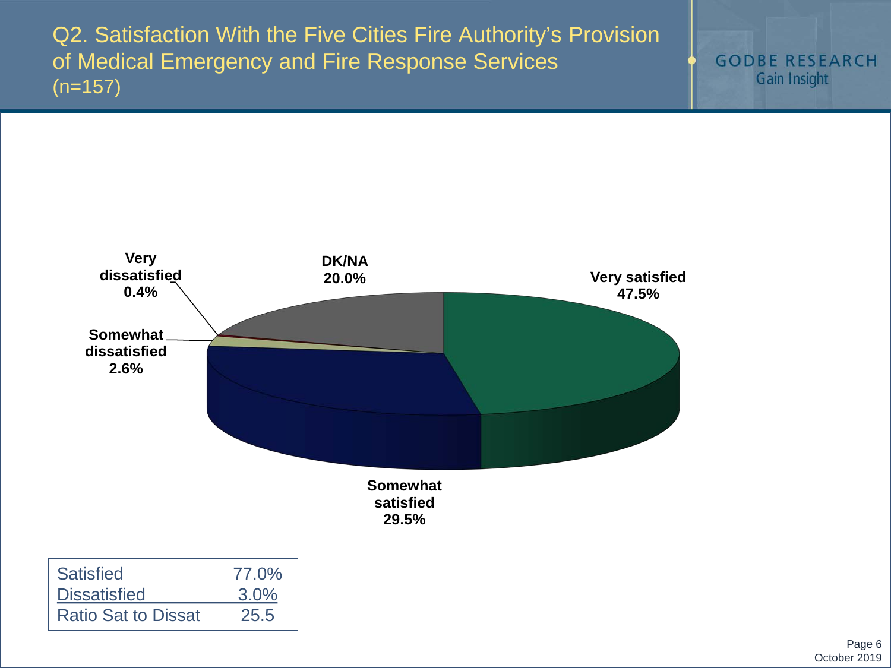# Q2. Satisfaction With the Five Cities Fire Authority's Provision of Medical Emergency and Fire Response Services (n=157)

GODBE RESEARCH
Gain Insight

| Response | Percent |
| --- | --- |
| Very satisfied | 47.5% |
| Somewhat satisfied | 29.5% |
| Somewhat dissatisfied | 2.6% |
| Very dissatisfied | 0.4% |
| DK/NA | 20.0% |

| | |
| --- | --- |
| Satisfied | 77.0% |
| Dissatisfied | 3.0% |
| Ratio Sat to Dissat | 25.5 |

October 2019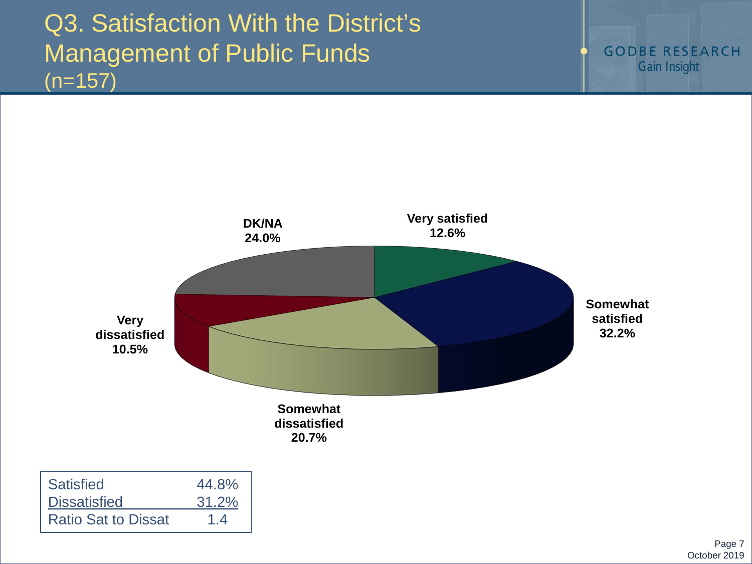# Q3. Satisfaction With the District's Management of Public Funds (n=157)

GODBE RESEARCH
Gain Insight

| Response | Percent |
| --- | --- |
| Very satisfied | 12.6% |
| Somewhat satisfied | 32.2% |
| Somewhat dissatisfied | 20.7% |
| Very dissatisfied | 10.5% |
| DK/NA | 24.0% |

| | |
| --- | --- |
| Satisfied | 44.8% |
| Dissatisfied | 31.2% |
| Ratio Sat to Dissat | 1.4 |

October 2019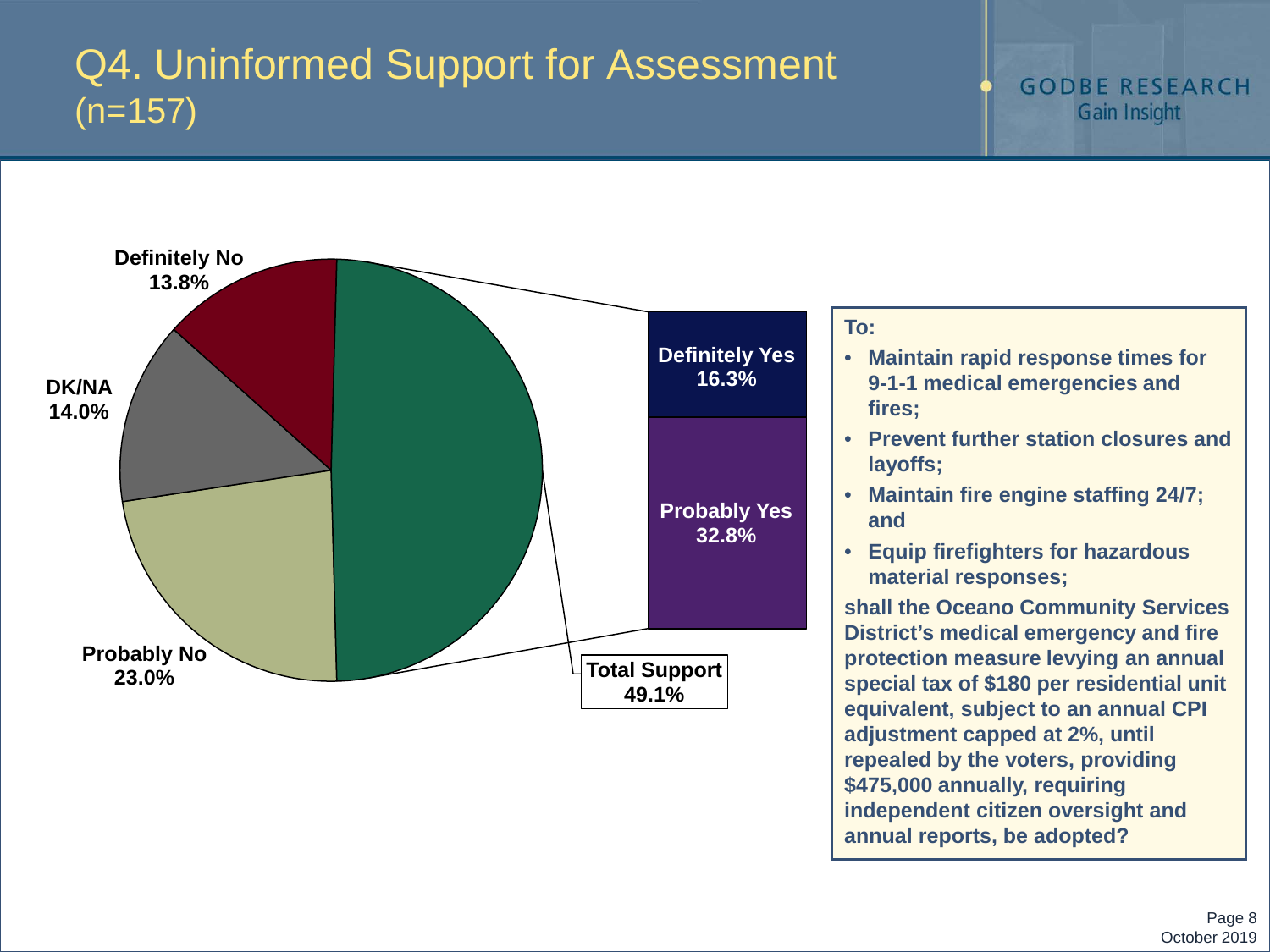# Q4. Uninformed Support for Assessment (n=157)

GODBE RESEARCH
Gain Insight

Definitely No 13.8%

DK/NA 14.0%

Probably No 23.0%

Definitely Yes 16.3%

Probably Yes 32.8%

Total Support 49.1%

**To:**

- **Maintain rapid response times for 9-1-1 medical emergencies and fires;**
- **Prevent further station closures and layoffs;**
- **Maintain fire engine staffing 24/7; and**
- **Equip firefighters for hazardous material responses;**

**shall the Oceano Community Services District's medical emergency and fire protection measure levying an annual special tax of $180 per residential unit equivalent, subject to an annual CPI adjustment capped at 2%, until repealed by the voters, providing $475,000 annually, requiring independent citizen oversight and annual reports, be adopted?**

October 2019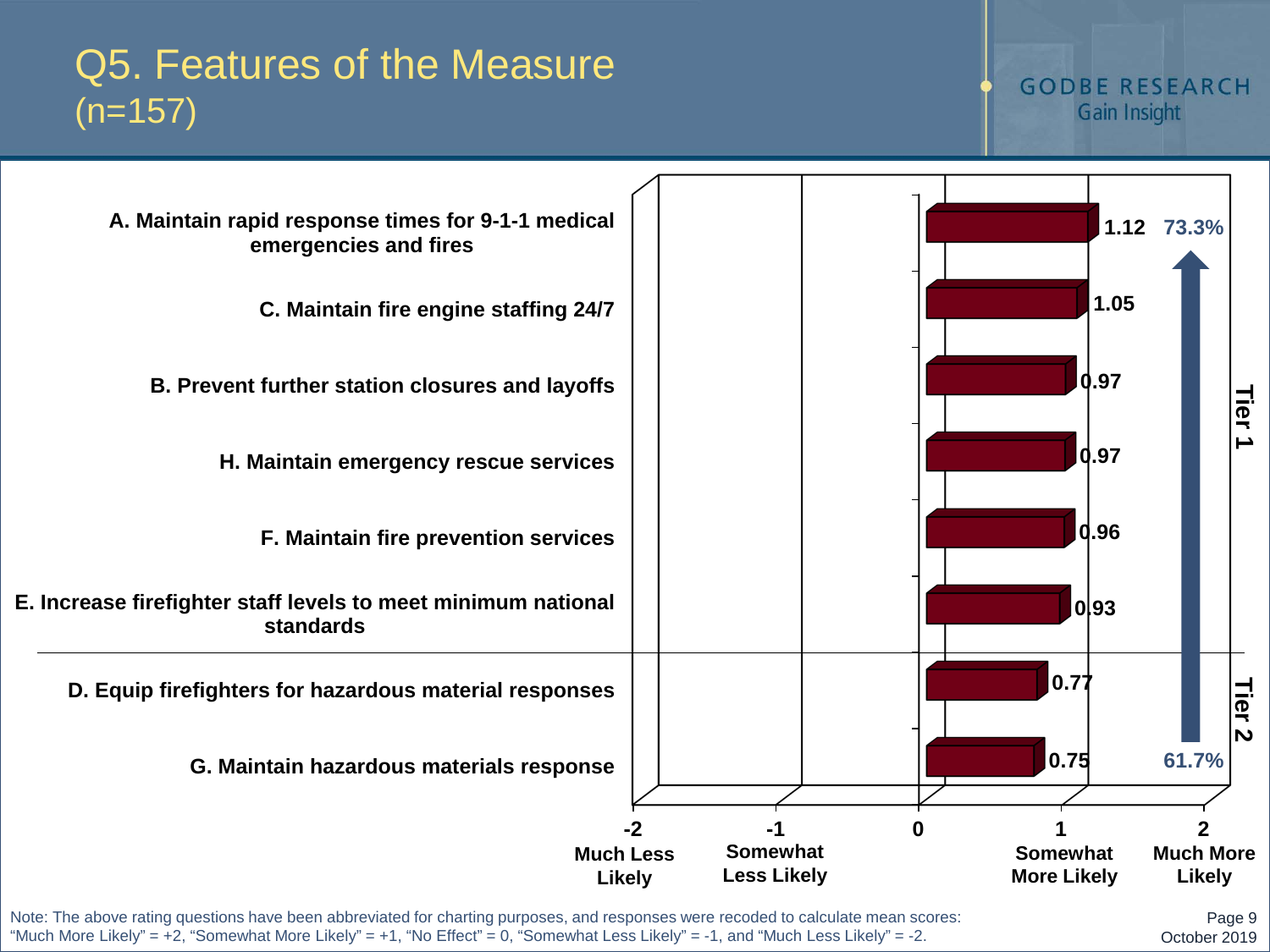# Q5. Features of the Measure
(n=157)

| Feature | Mean Score | Tier |
|---|---|---|
| A. Maintain rapid response times for 9-1-1 medical emergencies and fires | 1.12 | Tier 1 |
| C. Maintain fire engine staffing 24/7 | 1.05 | Tier 1 |
| B. Prevent further station closures and layoffs | 0.97 | Tier 1 |
| H. Maintain emergency rescue services | 0.97 | Tier 1 |
| F. Maintain fire prevention services | 0.96 | Tier 1 |
| E. Increase firefighter staff levels to meet minimum national standards | 0.93 | Tier 1 |
| D. Equip firefighters for hazardous material responses | 0.77 | Tier 2 |
| G. Maintain hazardous materials response | 0.75 | Tier 2 |

Range: 61.7% (lowest) to 73.3% (highest)

Scale: -2 Much Less Likely; -1 Somewhat Less Likely; 0; 1 Somewhat More Likely; 2 Much More Likely

Note: The above rating questions have been abbreviated for charting purposes, and responses were recoded to calculate mean scores: "Much More Likely" = +2, "Somewhat More Likely" = +1, "No Effect" = 0, "Somewhat Less Likely" = -1, and "Much Less Likely" = -2.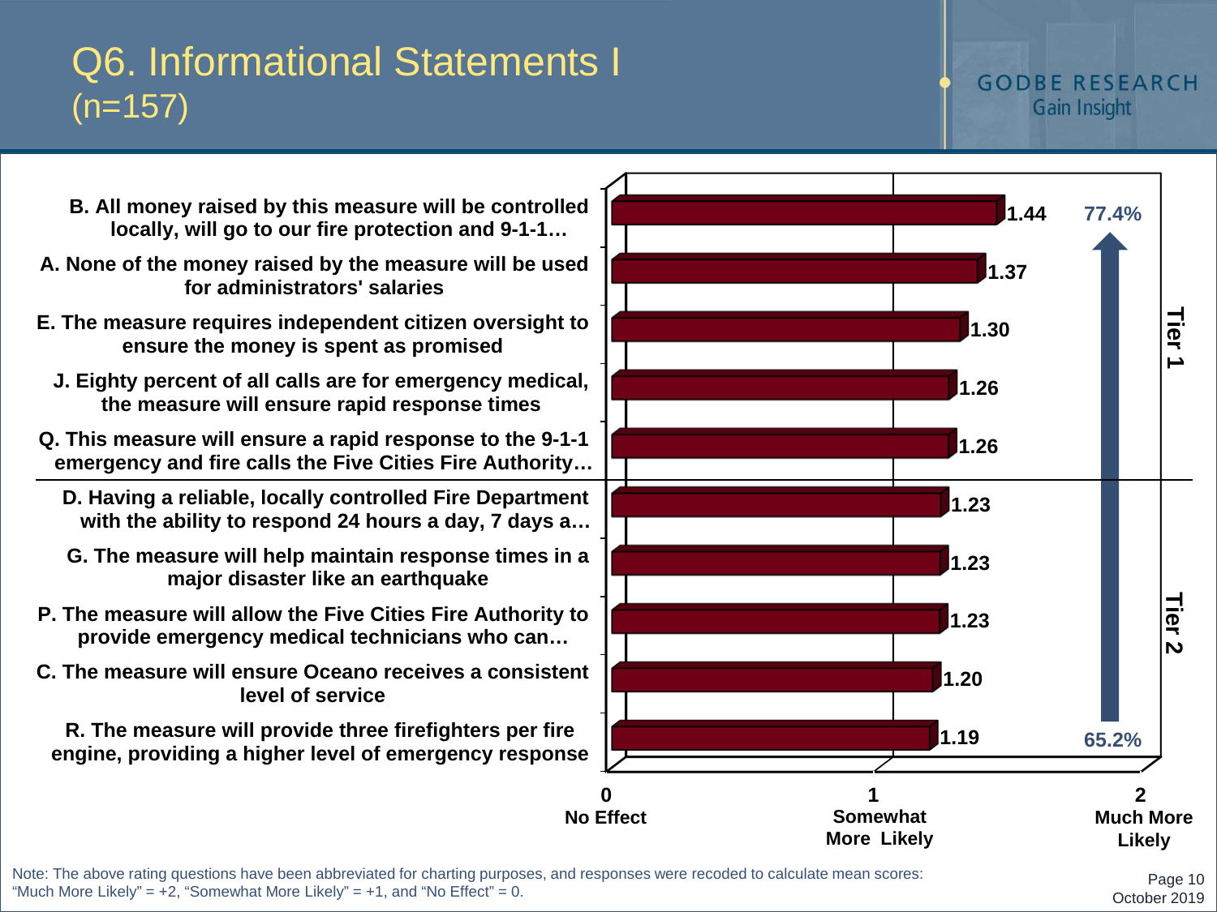# Q6. Informational Statements I (n=157)

GODBE RESEARCH Gain Insight

| Statement | Mean Score | Tier |
|---|---|---|
| B. All money raised by this measure will be controlled locally, will go to our fire protection and 9-1-1… | 1.44 | Tier 1 |
| A. None of the money raised by the measure will be used for administrators' salaries | 1.37 | Tier 1 |
| E. The measure requires independent citizen oversight to ensure the money is spent as promised | 1.30 | Tier 1 |
| J. Eighty percent of all calls are for emergency medical, the measure will ensure rapid response times | 1.26 | Tier 1 |
| Q. This measure will ensure a rapid response to the 9-1-1 emergency and fire calls the Five Cities Fire Authority… | 1.26 | Tier 1 |
| D. Having a reliable, locally controlled Fire Department with the ability to respond 24 hours a day, 7 days a… | 1.23 | Tier 2 |
| G. The measure will help maintain response times in a major disaster like an earthquake | 1.23 | Tier 2 |
| P. The measure will allow the Five Cities Fire Authority to provide emergency medical technicians who can… | 1.23 | Tier 2 |
| C. The measure will ensure Oceano receives a consistent level of service | 1.20 | Tier 2 |
| R. The measure will provide three firefighters per fire engine, providing a higher level of emergency response | 1.19 | Tier 2 |

Scale: 0 = No Effect; 1 = Somewhat More Likely; 2 = Much More Likely

Range of support: 65.2% to 77.4%

Note: The above rating questions have been abbreviated for charting purposes, and responses were recoded to calculate mean scores: "Much More Likely" = +2, "Somewhat More Likely" = +1, and "No Effect" = 0.

October 2019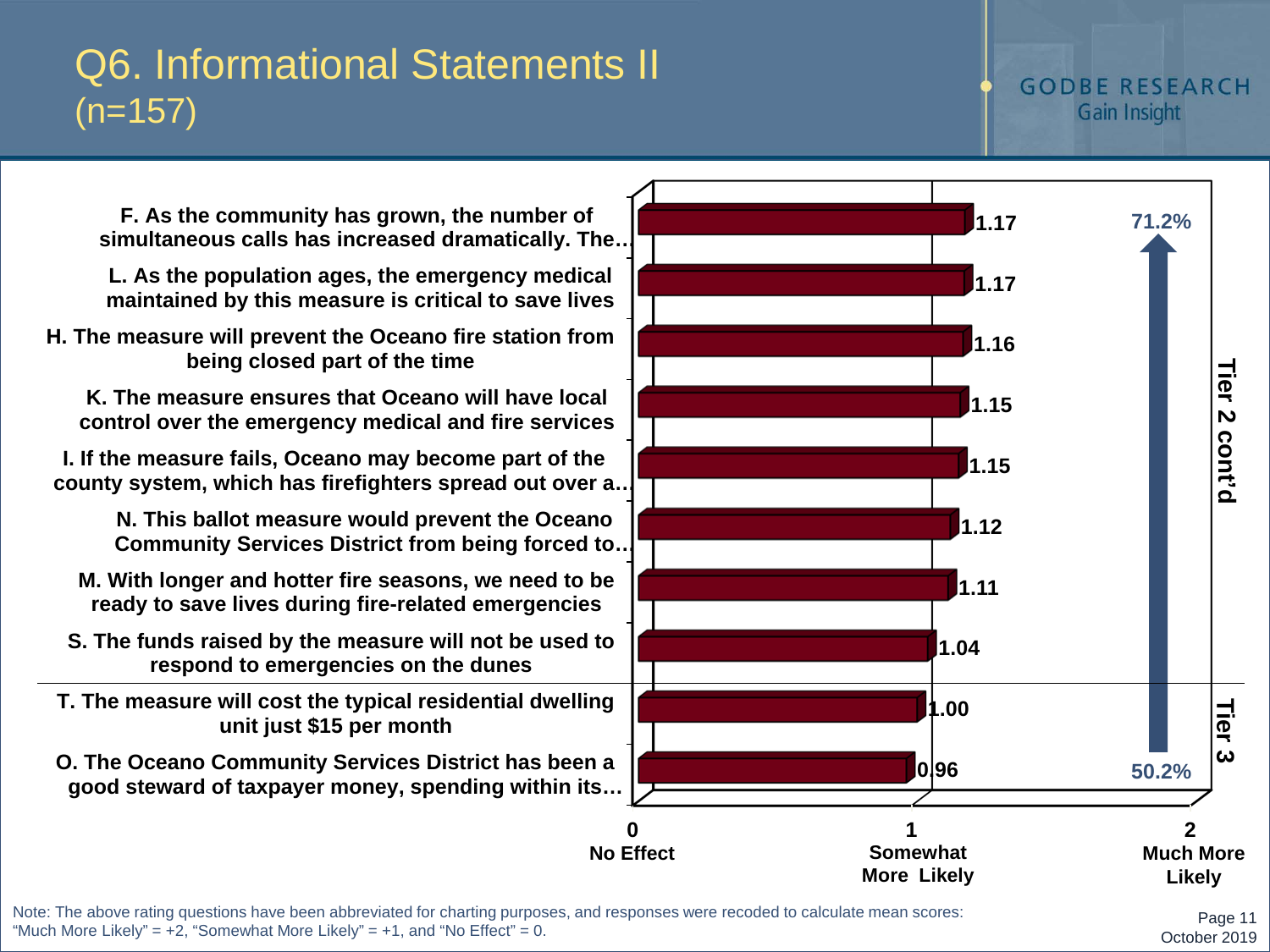# Q6. Informational Statements II (n=157)

| Statement | Mean Score | Tier |
|---|---|---|
| F. As the community has grown, the number of simultaneous calls has increased dramatically. The… | 1.17 | Tier 2 cont'd |
| L. As the population ages, the emergency medical maintained by this measure is critical to save lives | 1.17 | Tier 2 cont'd |
| H. The measure will prevent the Oceano fire station from being closed part of the time | 1.16 | Tier 2 cont'd |
| K. The measure ensures that Oceano will have local control over the emergency medical and fire services | 1.15 | Tier 2 cont'd |
| I. If the measure fails, Oceano may become part of the county system, which has firefighters spread out over a… | 1.15 | Tier 2 cont'd |
| N. This ballot measure would prevent the Oceano Community Services District from being forced to… | 1.12 | Tier 2 cont'd |
| M. With longer and hotter fire seasons, we need to be ready to save lives during fire-related emergencies | 1.11 | Tier 2 cont'd |
| S. The funds raised by the measure will not be used to respond to emergencies on the dunes | 1.04 | Tier 2 cont'd |
| T. The measure will cost the typical residential dwelling unit just $15 per month | 1.00 | Tier 3 |
| O. The Oceano Community Services District has been a good steward of taxpayer money, spending within its… | 0.96 | Tier 3 |

Scale: 0 = No Effect; 1 = Somewhat More Likely; 2 = Much More Likely

Range: 50.2% – 71.2%

Note: The above rating questions have been abbreviated for charting purposes, and responses were recoded to calculate mean scores: "Much More Likely" = +2, "Somewhat More Likely" = +1, and "No Effect" = 0.

October 2019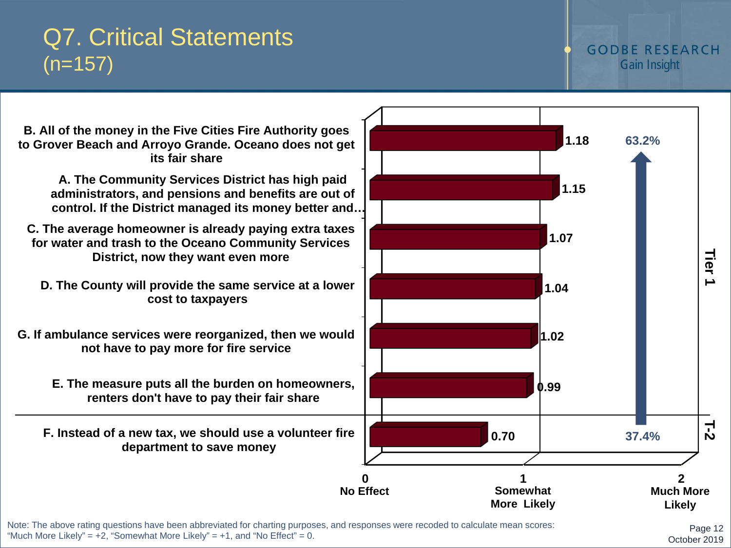# Q7. Critical Statements
(n=157)

GODBE RESEARCH
Gain Insight

| Statement | Mean Score | Tier |
|---|---|---|
| B. All of the money in the Five Cities Fire Authority goes to Grover Beach and Arroyo Grande. Oceano does not get its fair share | 1.18 | Tier 1 |
| A. The Community Services District has high paid administrators, and pensions and benefits are out of control. If the District managed its money better and… | 1.15 | Tier 1 |
| C. The average homeowner is already paying extra taxes for water and trash to the Oceano Community Services District, now they want even more | 1.07 | Tier 1 |
| D. The County will provide the same service at a lower cost to taxpayers | 1.04 | Tier 1 |
| G. If ambulance services were reorganized, then we would not have to pay more for fire service | 1.02 | Tier 1 |
| E. The measure puts all the burden on homeowners, renters don't have to pay their fair share | 0.99 | Tier 1 |
| F. Instead of a new tax, we should use a volunteer fire department to save money | 0.70 | T-2 |

63.2% (top) / 37.4% (bottom)

Scale: 0 = No Effect; 1 = Somewhat More Likely; 2 = Much More Likely

Note: The above rating questions have been abbreviated for charting purposes, and responses were recoded to calculate mean scores: "Much More Likely" = +2, "Somewhat More Likely" = +1, and "No Effect" = 0.

October 2019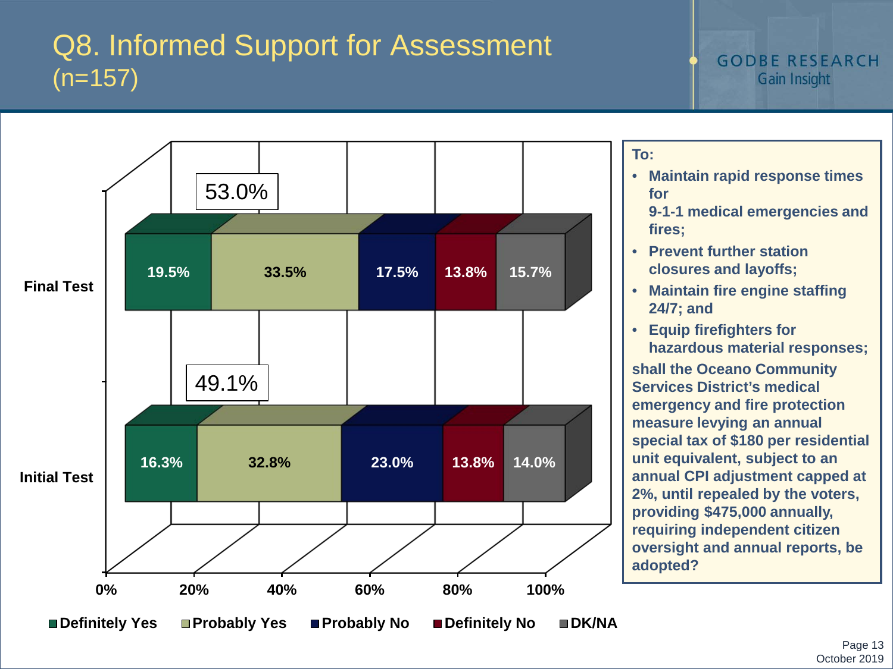# Q8. Informed Support for Assessment (n=157)

| | Definitely Yes | Probably Yes | Probably No | Definitely No | DK/NA | Total Yes |
|---|---|---|---|---|---|---|
| Final Test | 19.5% | 33.5% | 17.5% | 13.8% | 15.7% | 53.0% |
| Initial Test | 16.3% | 32.8% | 23.0% | 13.8% | 14.0% | 49.1% |

**To:**

- **Maintain rapid response times for 9-1-1 medical emergencies and fires;**
- **Prevent further station closures and layoffs;**
- **Maintain fire engine staffing 24/7; and**
- **Equip firefighters for hazardous material responses;**

**shall the Oceano Community Services District's medical emergency and fire protection measure levying an annual special tax of $180 per residential unit equivalent, subject to an annual CPI adjustment capped at 2%, until repealed by the voters, providing $475,000 annually, requiring independent citizen oversight and annual reports, be adopted?**

October 2019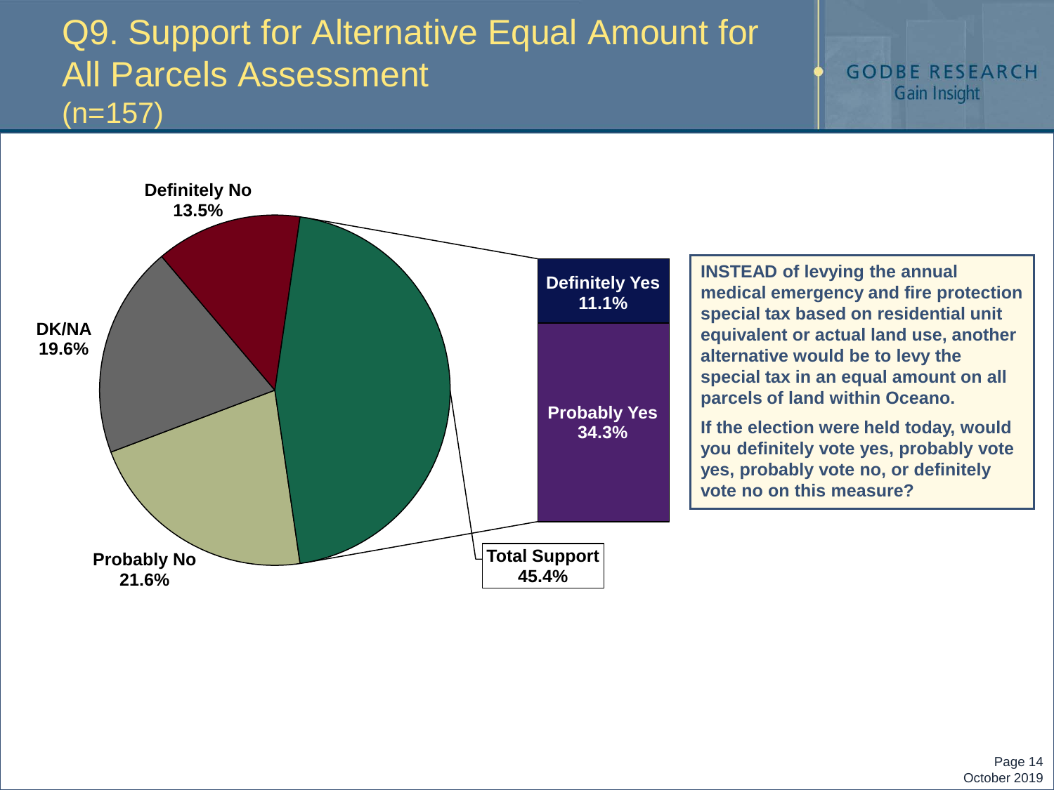# Q9. Support for Alternative Equal Amount for All Parcels Assessment (n=157)

GODBE RESEARCH
Gain Insight

Definitely No
13.5%

DK/NA
19.6%

Probably No
21.6%

Definitely Yes
11.1%

Probably Yes
34.3%

Total Support
45.4%

**INSTEAD of levying the annual medical emergency and fire protection special tax based on residential unit equivalent or actual land use, another alternative would be to levy the special tax in an equal amount on all parcels of land within Oceano.**

**If the election were held today, would you definitely vote yes, probably vote yes, probably vote no, or definitely vote no on this measure?**

October 2019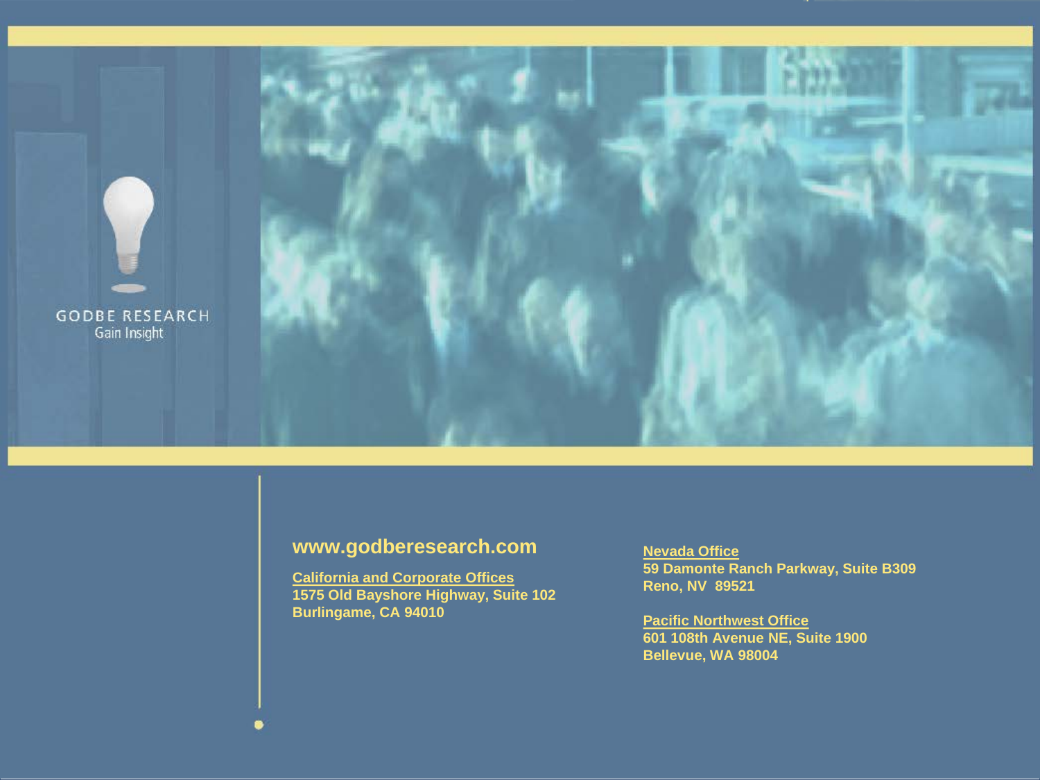GODBE RESEARCH
Gain Insight

**www.godberesearch.com**

**California and Corporate Offices**
**1575 Old Bayshore Highway, Suite 102**
**Burlingame, CA 94010**

**Nevada Office**
**59 Damonte Ranch Parkway, Suite B309**
**Reno, NV 89521**

**Pacific Northwest Office**
**601 108th Avenue NE, Suite 1900**
**Bellevue, WA 98004**